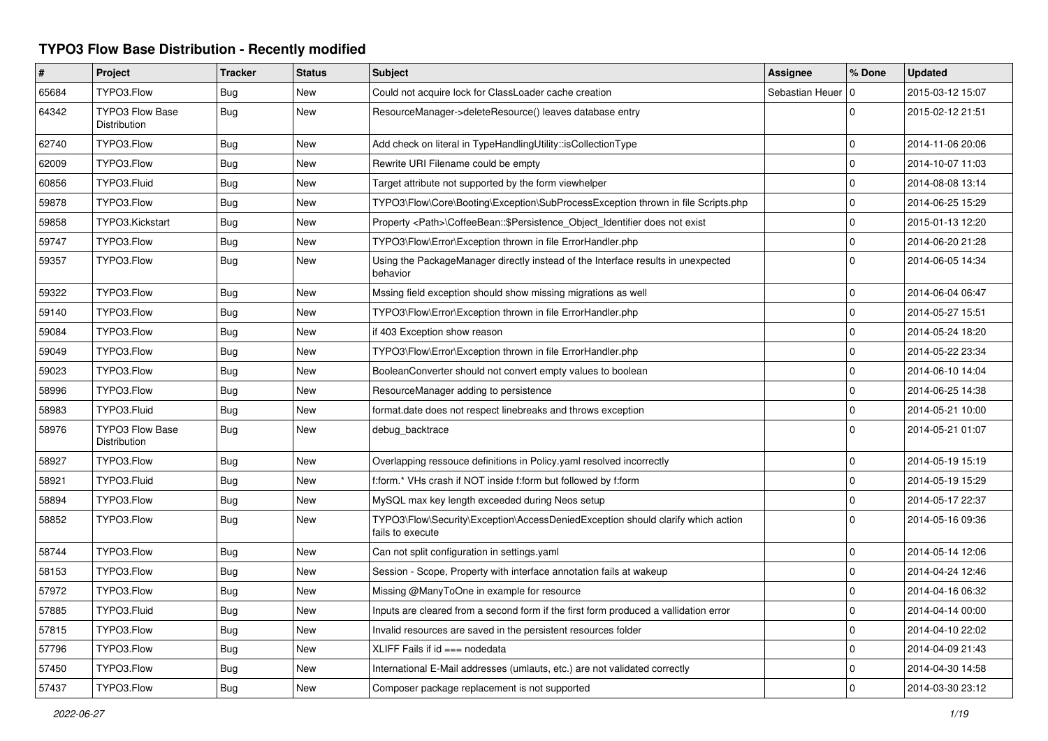# TYPO3 Flow Base Distribution - Recently modified

| # | Project | Tracker | Status | Subject | Assignee | % Done | Updated |
|---|---|---|---|---|---|---|---|
| 65684 | TYPO3.Flow | Bug | New | Could not acquire lock for ClassLoader cache creation | Sebastian Heuer | 0 | 2015-03-12 15:07 |
| 64342 | TYPO3 Flow Base Distribution | Bug | New | ResourceManager->deleteResource() leaves database entry | | 0 | 2015-02-12 21:51 |
| 62740 | TYPO3.Flow | Bug | New | Add check on literal in TypeHandlingUtility::isCollectionType | | 0 | 2014-11-06 20:06 |
| 62009 | TYPO3.Flow | Bug | New | Rewrite URI Filename could be empty | | 0 | 2014-10-07 11:03 |
| 60856 | TYPO3.Fluid | Bug | New | Target attribute not supported by the form viewhelper | | 0 | 2014-08-08 13:14 |
| 59878 | TYPO3.Flow | Bug | New | TYPO3\Flow\Core\Booting\Exception\SubProcessException thrown in file Scripts.php | | 0 | 2014-06-25 15:29 |
| 59858 | TYPO3.Kickstart | Bug | New | Property <Path>\CoffeeBean::$Persistence_Object_Identifier does not exist | | 0 | 2015-01-13 12:20 |
| 59747 | TYPO3.Flow | Bug | New | TYPO3\Flow\Error\Exception thrown in file ErrorHandler.php | | 0 | 2014-06-20 21:28 |
| 59357 | TYPO3.Flow | Bug | New | Using the PackageManager directly instead of the Interface results in unexpected behavior | | 0 | 2014-06-05 14:34 |
| 59322 | TYPO3.Flow | Bug | New | Mssing field exception should show missing migrations as well | | 0 | 2014-06-04 06:47 |
| 59140 | TYPO3.Flow | Bug | New | TYPO3\Flow\Error\Exception thrown in file ErrorHandler.php | | 0 | 2014-05-27 15:51 |
| 59084 | TYPO3.Flow | Bug | New | if 403 Exception show reason | | 0 | 2014-05-24 18:20 |
| 59049 | TYPO3.Flow | Bug | New | TYPO3\Flow\Error\Exception thrown in file ErrorHandler.php | | 0 | 2014-05-22 23:34 |
| 59023 | TYPO3.Flow | Bug | New | BooleanConverter should not convert empty values to boolean | | 0 | 2014-06-10 14:04 |
| 58996 | TYPO3.Flow | Bug | New | ResourceManager adding to persistence | | 0 | 2014-06-25 14:38 |
| 58983 | TYPO3.Fluid | Bug | New | format.date does not respect linebreaks and throws exception | | 0 | 2014-05-21 10:00 |
| 58976 | TYPO3 Flow Base Distribution | Bug | New | debug_backtrace | | 0 | 2014-05-21 01:07 |
| 58927 | TYPO3.Flow | Bug | New | Overlapping ressouce definitions in Policy.yaml resolved incorrectly | | 0 | 2014-05-19 15:19 |
| 58921 | TYPO3.Fluid | Bug | New | f:form.* VHs crash if NOT inside f:form but followed by f:form | | 0 | 2014-05-19 15:29 |
| 58894 | TYPO3.Flow | Bug | New | MySQL max key length exceeded during Neos setup | | 0 | 2014-05-17 22:37 |
| 58852 | TYPO3.Flow | Bug | New | TYPO3\Flow\Security\Exception\AccessDeniedException should clarify which action fails to execute | | 0 | 2014-05-16 09:36 |
| 58744 | TYPO3.Flow | Bug | New | Can not split configuration in settings.yaml | | 0 | 2014-05-14 12:06 |
| 58153 | TYPO3.Flow | Bug | New | Session - Scope, Property with interface annotation fails at wakeup | | 0 | 2014-04-24 12:46 |
| 57972 | TYPO3.Flow | Bug | New | Missing @ManyToOne in example for resource | | 0 | 2014-04-16 06:32 |
| 57885 | TYPO3.Fluid | Bug | New | Inputs are cleared from a second form if the first form produced a vallidation error | | 0 | 2014-04-14 00:00 |
| 57815 | TYPO3.Flow | Bug | New | Invalid resources are saved in the persistent resources folder | | 0 | 2014-04-10 22:02 |
| 57796 | TYPO3.Flow | Bug | New | XLIFF Fails if id === nodedata | | 0 | 2014-04-09 21:43 |
| 57450 | TYPO3.Flow | Bug | New | International E-Mail addresses (umlauts, etc.) are not validated correctly | | 0 | 2014-04-30 14:58 |
| 57437 | TYPO3.Flow | Bug | New | Composer package replacement is not supported | | 0 | 2014-03-30 23:12 |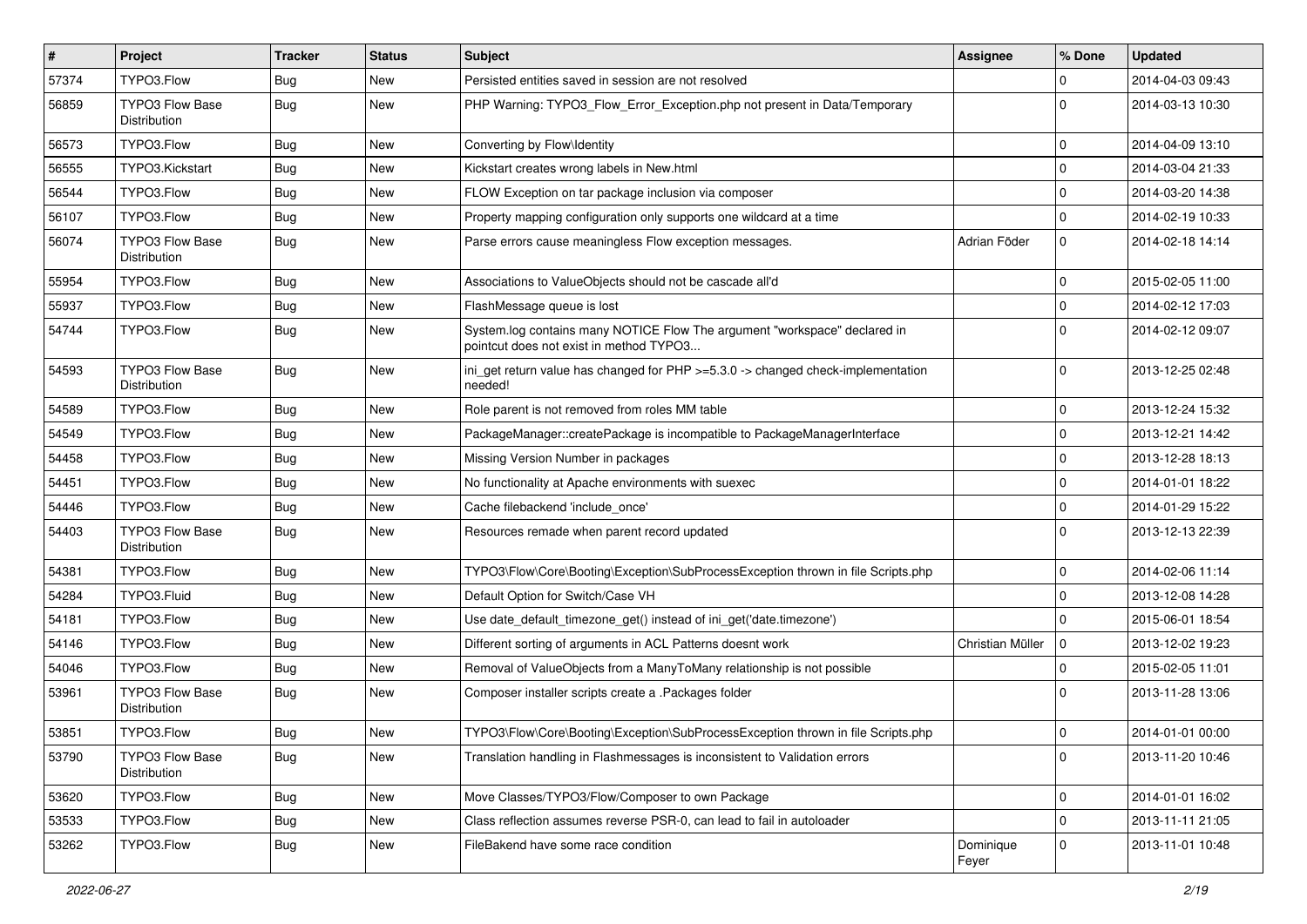| # | Project | Tracker | Status | Subject | Assignee | % Done | Updated |
|---|---|---|---|---|---|---|---|
| 57374 | TYPO3.Flow | Bug | New | Persisted entities saved in session are not resolved | | 0 | 2014-04-03 09:43 |
| 56859 | TYPO3 Flow Base Distribution | Bug | New | PHP Warning: TYPO3_Flow_Error_Exception.php not present in Data/Temporary | | 0 | 2014-03-13 10:30 |
| 56573 | TYPO3.Flow | Bug | New | Converting by Flow\Identity | | 0 | 2014-04-09 13:10 |
| 56555 | TYPO3.Kickstart | Bug | New | Kickstart creates wrong labels in New.html | | 0 | 2014-03-04 21:33 |
| 56544 | TYPO3.Flow | Bug | New | FLOW Exception on tar package inclusion via composer | | 0 | 2014-03-20 14:38 |
| 56107 | TYPO3.Flow | Bug | New | Property mapping configuration only supports one wildcard at a time | | 0 | 2014-02-19 10:33 |
| 56074 | TYPO3 Flow Base Distribution | Bug | New | Parse errors cause meaningless Flow exception messages. | Adrian Föder | 0 | 2014-02-18 14:14 |
| 55954 | TYPO3.Flow | Bug | New | Associations to ValueObjects should not be cascade all'd | | 0 | 2015-02-05 11:00 |
| 55937 | TYPO3.Flow | Bug | New | FlashMessage queue is lost | | 0 | 2014-02-12 17:03 |
| 54744 | TYPO3.Flow | Bug | New | System.log contains many NOTICE Flow The argument "workspace" declared in pointcut does not exist in method TYPO3... | | 0 | 2014-02-12 09:07 |
| 54593 | TYPO3 Flow Base Distribution | Bug | New | ini_get return value has changed for PHP >=5.3.0 -> changed check-implementation needed! | | 0 | 2013-12-25 02:48 |
| 54589 | TYPO3.Flow | Bug | New | Role parent is not removed from roles MM table | | 0 | 2013-12-24 15:32 |
| 54549 | TYPO3.Flow | Bug | New | PackageManager::createPackage is incompatible to PackageManagerInterface | | 0 | 2013-12-21 14:42 |
| 54458 | TYPO3.Flow | Bug | New | Missing Version Number in packages | | 0 | 2013-12-28 18:13 |
| 54451 | TYPO3.Flow | Bug | New | No functionality at Apache environments with suexec | | 0 | 2014-01-01 18:22 |
| 54446 | TYPO3.Flow | Bug | New | Cache filebackend 'include_once' | | 0 | 2014-01-29 15:22 |
| 54403 | TYPO3 Flow Base Distribution | Bug | New | Resources remade when parent record updated | | 0 | 2013-12-13 22:39 |
| 54381 | TYPO3.Flow | Bug | New | TYPO3\Flow\Core\Booting\Exception\SubProcessException thrown in file Scripts.php | | 0 | 2014-02-06 11:14 |
| 54284 | TYPO3.Fluid | Bug | New | Default Option for Switch/Case VH | | 0 | 2013-12-08 14:28 |
| 54181 | TYPO3.Flow | Bug | New | Use date_default_timezone_get() instead of ini_get('date.timezone') | | 0 | 2015-06-01 18:54 |
| 54146 | TYPO3.Flow | Bug | New | Different sorting of arguments in ACL Patterns doesnt work | Christian Müller | 0 | 2013-12-02 19:23 |
| 54046 | TYPO3.Flow | Bug | New | Removal of ValueObjects from a ManyToMany relationship is not possible | | 0 | 2015-02-05 11:01 |
| 53961 | TYPO3 Flow Base Distribution | Bug | New | Composer installer scripts create a .Packages folder | | 0 | 2013-11-28 13:06 |
| 53851 | TYPO3.Flow | Bug | New | TYPO3\Flow\Core\Booting\Exception\SubProcessException thrown in file Scripts.php | | 0 | 2014-01-01 00:00 |
| 53790 | TYPO3 Flow Base Distribution | Bug | New | Translation handling in Flashmessages is inconsistent to Validation errors | | 0 | 2013-11-20 10:46 |
| 53620 | TYPO3.Flow | Bug | New | Move Classes/TYPO3/Flow/Composer to own Package | | 0 | 2014-01-01 16:02 |
| 53533 | TYPO3.Flow | Bug | New | Class reflection assumes reverse PSR-0, can lead to fail in autoloader | | 0 | 2013-11-11 21:05 |
| 53262 | TYPO3.Flow | Bug | New | FileBakend have some race condition | Dominique Feyer | 0 | 2013-11-01 10:48 |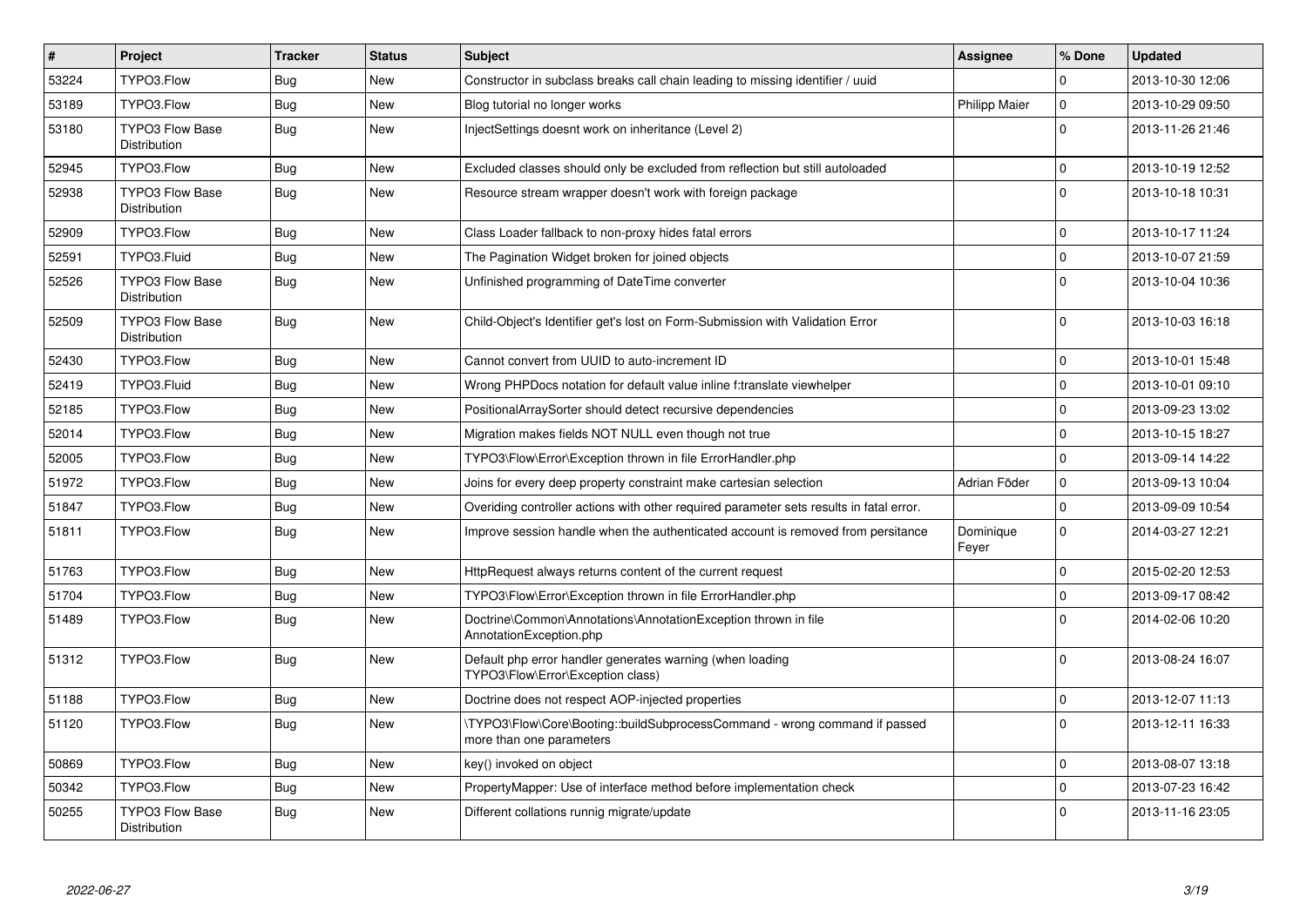| # | Project | Tracker | Status | Subject | Assignee | % Done | Updated |
|---|---|---|---|---|---|---|---|
| 53224 | TYPO3.Flow | Bug | New | Constructor in subclass breaks call chain leading to missing identifier / uuid | | 0 | 2013-10-30 12:06 |
| 53189 | TYPO3.Flow | Bug | New | Blog tutorial no longer works | Philipp Maier | 0 | 2013-10-29 09:50 |
| 53180 | TYPO3 Flow Base Distribution | Bug | New | InjectSettings doesnt work on inheritance (Level 2) | | 0 | 2013-11-26 21:46 |
| 52945 | TYPO3.Flow | Bug | New | Excluded classes should only be excluded from reflection but still autoloaded | | 0 | 2013-10-19 12:52 |
| 52938 | TYPO3 Flow Base Distribution | Bug | New | Resource stream wrapper doesn't work with foreign package | | 0 | 2013-10-18 10:31 |
| 52909 | TYPO3.Flow | Bug | New | Class Loader fallback to non-proxy hides fatal errors | | 0 | 2013-10-17 11:24 |
| 52591 | TYPO3.Fluid | Bug | New | The Pagination Widget broken for joined objects | | 0 | 2013-10-07 21:59 |
| 52526 | TYPO3 Flow Base Distribution | Bug | New | Unfinished programming of DateTime converter | | 0 | 2013-10-04 10:36 |
| 52509 | TYPO3 Flow Base Distribution | Bug | New | Child-Object's Identifier get's lost on Form-Submission with Validation Error | | 0 | 2013-10-03 16:18 |
| 52430 | TYPO3.Flow | Bug | New | Cannot convert from UUID to auto-increment ID | | 0 | 2013-10-01 15:48 |
| 52419 | TYPO3.Fluid | Bug | New | Wrong PHPDocs notation for default value inline f:translate viewhelper | | 0 | 2013-10-01 09:10 |
| 52185 | TYPO3.Flow | Bug | New | PositionalArraySorter should detect recursive dependencies | | 0 | 2013-09-23 13:02 |
| 52014 | TYPO3.Flow | Bug | New | Migration makes fields NOT NULL even though not true | | 0 | 2013-10-15 18:27 |
| 52005 | TYPO3.Flow | Bug | New | TYPO3\Flow\Error\Exception thrown in file ErrorHandler.php | | 0 | 2013-09-14 14:22 |
| 51972 | TYPO3.Flow | Bug | New | Joins for every deep property constraint make cartesian selection | Adrian Föder | 0 | 2013-09-13 10:04 |
| 51847 | TYPO3.Flow | Bug | New | Overiding controller actions with other required parameter sets results in fatal error. | | 0 | 2013-09-09 10:54 |
| 51811 | TYPO3.Flow | Bug | New | Improve session handle when the authenticated account is removed from persitance | Dominique Feyer | 0 | 2014-03-27 12:21 |
| 51763 | TYPO3.Flow | Bug | New | HttpRequest always returns content of the current request | | 0 | 2015-02-20 12:53 |
| 51704 | TYPO3.Flow | Bug | New | TYPO3\Flow\Error\Exception thrown in file ErrorHandler.php | | 0 | 2013-09-17 08:42 |
| 51489 | TYPO3.Flow | Bug | New | Doctrine\Common\Annotations\AnnotationException thrown in file AnnotationException.php | | 0 | 2014-02-06 10:20 |
| 51312 | TYPO3.Flow | Bug | New | Default php error handler generates warning (when loading TYPO3\Flow\Error\Exception class) | | 0 | 2013-08-24 16:07 |
| 51188 | TYPO3.Flow | Bug | New | Doctrine does not respect AOP-injected properties | | 0 | 2013-12-07 11:13 |
| 51120 | TYPO3.Flow | Bug | New | \TYPO3\Flow\Core\Booting::buildSubprocessCommand - wrong command if passed more than one parameters | | 0 | 2013-12-11 16:33 |
| 50869 | TYPO3.Flow | Bug | New | key() invoked on object | | 0 | 2013-08-07 13:18 |
| 50342 | TYPO3.Flow | Bug | New | PropertyMapper: Use of interface method before implementation check | | 0 | 2013-07-23 16:42 |
| 50255 | TYPO3 Flow Base Distribution | Bug | New | Different collations runnig migrate/update | | 0 | 2013-11-16 23:05 |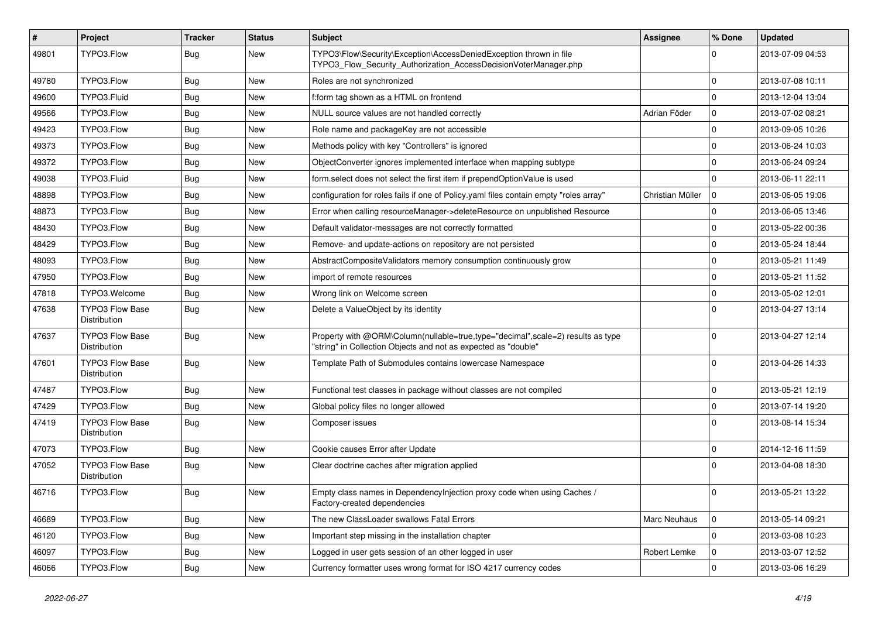| # | Project | Tracker | Status | Subject | Assignee | % Done | Updated |
|---|---|---|---|---|---|---|---|
| 49801 | TYPO3.Flow | Bug | New | TYPO3\Flow\Security\Exception\AccessDeniedException thrown in file TYPO3_Flow_Security_Authorization_AccessDecisionVoterManager.php | | 0 | 2013-07-09 04:53 |
| 49780 | TYPO3.Flow | Bug | New | Roles are not synchronized | | 0 | 2013-07-08 10:11 |
| 49600 | TYPO3.Fluid | Bug | New | f:form tag shown as a HTML on frontend | | 0 | 2013-12-04 13:04 |
| 49566 | TYPO3.Flow | Bug | New | NULL source values are not handled correctly | Adrian Föder | 0 | 2013-07-02 08:21 |
| 49423 | TYPO3.Flow | Bug | New | Role name and packageKey are not accessible | | 0 | 2013-09-05 10:26 |
| 49373 | TYPO3.Flow | Bug | New | Methods policy with key "Controllers" is ignored | | 0 | 2013-06-24 10:03 |
| 49372 | TYPO3.Flow | Bug | New | ObjectConverter ignores implemented interface when mapping subtype | | 0 | 2013-06-24 09:24 |
| 49038 | TYPO3.Fluid | Bug | New | form.select does not select the first item if prependOptionValue is used | | 0 | 2013-06-11 22:11 |
| 48898 | TYPO3.Flow | Bug | New | configuration for roles fails if one of Policy.yaml files contain empty "roles array" | Christian Müller | 0 | 2013-06-05 19:06 |
| 48873 | TYPO3.Flow | Bug | New | Error when calling resourceManager->deleteResource on unpublished Resource | | 0 | 2013-06-05 13:46 |
| 48430 | TYPO3.Flow | Bug | New | Default validator-messages are not correctly formatted | | 0 | 2013-05-22 00:36 |
| 48429 | TYPO3.Flow | Bug | New | Remove- and update-actions on repository are not persisted | | 0 | 2013-05-24 18:44 |
| 48093 | TYPO3.Flow | Bug | New | AbstractCompositeValidators memory consumption continuously grow | | 0 | 2013-05-21 11:49 |
| 47950 | TYPO3.Flow | Bug | New | import of remote resources | | 0 | 2013-05-21 11:52 |
| 47818 | TYPO3.Welcome | Bug | New | Wrong link on Welcome screen | | 0 | 2013-05-02 12:01 |
| 47638 | TYPO3 Flow Base Distribution | Bug | New | Delete a ValueObject by its identity | | 0 | 2013-04-27 13:14 |
| 47637 | TYPO3 Flow Base Distribution | Bug | New | Property with @ORM\Column(nullable=true,type="decimal",scale=2) results as type "string" in Collection Objects and not as expected as "double" | | 0 | 2013-04-27 12:14 |
| 47601 | TYPO3 Flow Base Distribution | Bug | New | Template Path of Submodules contains lowercase Namespace | | 0 | 2013-04-26 14:33 |
| 47487 | TYPO3.Flow | Bug | New | Functional test classes in package without classes are not compiled | | 0 | 2013-05-21 12:19 |
| 47429 | TYPO3.Flow | Bug | New | Global policy files no longer allowed | | 0 | 2013-07-14 19:20 |
| 47419 | TYPO3 Flow Base Distribution | Bug | New | Composer issues | | 0 | 2013-08-14 15:34 |
| 47073 | TYPO3.Flow | Bug | New | Cookie causes Error after Update | | 0 | 2014-12-16 11:59 |
| 47052 | TYPO3 Flow Base Distribution | Bug | New | Clear doctrine caches after migration applied | | 0 | 2013-04-08 18:30 |
| 46716 | TYPO3.Flow | Bug | New | Empty class names in DependencyInjection proxy code when using Caches / Factory-created dependencies | | 0 | 2013-05-21 13:22 |
| 46689 | TYPO3.Flow | Bug | New | The new ClassLoader swallows Fatal Errors | Marc Neuhaus | 0 | 2013-05-14 09:21 |
| 46120 | TYPO3.Flow | Bug | New | Important step missing in the installation chapter | | 0 | 2013-03-08 10:23 |
| 46097 | TYPO3.Flow | Bug | New | Logged in user gets session of an other logged in user | Robert Lemke | 0 | 2013-03-07 12:52 |
| 46066 | TYPO3.Flow | Bug | New | Currency formatter uses wrong format for ISO 4217 currency codes | | 0 | 2013-03-06 16:29 |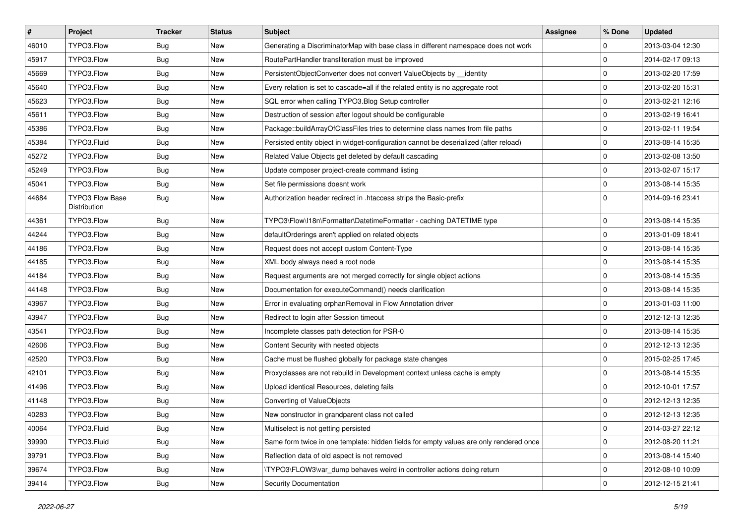| # | Project | Tracker | Status | Subject | Assignee | % Done | Updated |
|---|---|---|---|---|---|---|---|
| 46010 | TYPO3.Flow | Bug | New | Generating a DiscriminatorMap with base class in different namespace does not work | | 0 | 2013-03-04 12:30 |
| 45917 | TYPO3.Flow | Bug | New | RoutePartHandler transliteration must be improved | | 0 | 2014-02-17 09:13 |
| 45669 | TYPO3.Flow | Bug | New | PersistentObjectConverter does not convert ValueObjects by __identity | | 0 | 2013-02-20 17:59 |
| 45640 | TYPO3.Flow | Bug | New | Every relation is set to cascade=all if the related entity is no aggregate root | | 0 | 2013-02-20 15:31 |
| 45623 | TYPO3.Flow | Bug | New | SQL error when calling TYPO3.Blog Setup controller | | 0 | 2013-02-21 12:16 |
| 45611 | TYPO3.Flow | Bug | New | Destruction of session after logout should be configurable | | 0 | 2013-02-19 16:41 |
| 45386 | TYPO3.Flow | Bug | New | Package::buildArrayOfClassFiles tries to determine class names from file paths | | 0 | 2013-02-11 19:54 |
| 45384 | TYPO3.Fluid | Bug | New | Persisted entity object in widget-configuration cannot be deserialized (after reload) | | 0 | 2013-08-14 15:35 |
| 45272 | TYPO3.Flow | Bug | New | Related Value Objects get deleted by default cascading | | 0 | 2013-02-08 13:50 |
| 45249 | TYPO3.Flow | Bug | New | Update composer project-create command listing | | 0 | 2013-02-07 15:17 |
| 45041 | TYPO3.Flow | Bug | New | Set file permissions doesnt work | | 0 | 2013-08-14 15:35 |
| 44684 | TYPO3 Flow Base Distribution | Bug | New | Authorization header redirect in .htaccess strips the Basic-prefix | | 0 | 2014-09-16 23:41 |
| 44361 | TYPO3.Flow | Bug | New | TYPO3\Flow\I18n\Formatter\DatetimeFormatter - caching DATETIME type | | 0 | 2013-08-14 15:35 |
| 44244 | TYPO3.Flow | Bug | New | defaultOrderings aren't applied on related objects | | 0 | 2013-01-09 18:41 |
| 44186 | TYPO3.Flow | Bug | New | Request does not accept custom Content-Type | | 0 | 2013-08-14 15:35 |
| 44185 | TYPO3.Flow | Bug | New | XML body always need a root node | | 0 | 2013-08-14 15:35 |
| 44184 | TYPO3.Flow | Bug | New | Request arguments are not merged correctly for single object actions | | 0 | 2013-08-14 15:35 |
| 44148 | TYPO3.Flow | Bug | New | Documentation for executeCommand() needs clarification | | 0 | 2013-08-14 15:35 |
| 43967 | TYPO3.Flow | Bug | New | Error in evaluating orphanRemoval in Flow Annotation driver | | 0 | 2013-01-03 11:00 |
| 43947 | TYPO3.Flow | Bug | New | Redirect to login after Session timeout | | 0 | 2012-12-13 12:35 |
| 43541 | TYPO3.Flow | Bug | New | Incomplete classes path detection for PSR-0 | | 0 | 2013-08-14 15:35 |
| 42606 | TYPO3.Flow | Bug | New | Content Security with nested objects | | 0 | 2012-12-13 12:35 |
| 42520 | TYPO3.Flow | Bug | New | Cache must be flushed globally for package state changes | | 0 | 2015-02-25 17:45 |
| 42101 | TYPO3.Flow | Bug | New | Proxyclasses are not rebuild in Development context unless cache is empty | | 0 | 2013-08-14 15:35 |
| 41496 | TYPO3.Flow | Bug | New | Upload identical Resources, deleting fails | | 0 | 2012-10-01 17:57 |
| 41148 | TYPO3.Flow | Bug | New | Converting of ValueObjects | | 0 | 2012-12-13 12:35 |
| 40283 | TYPO3.Flow | Bug | New | New constructor in grandparent class not called | | 0 | 2012-12-13 12:35 |
| 40064 | TYPO3.Fluid | Bug | New | Multiselect is not getting persisted | | 0 | 2014-03-27 22:12 |
| 39990 | TYPO3.Fluid | Bug | New | Same form twice in one template: hidden fields for empty values are only rendered once | | 0 | 2012-08-20 11:21 |
| 39791 | TYPO3.Flow | Bug | New | Reflection data of old aspect is not removed | | 0 | 2013-08-14 15:40 |
| 39674 | TYPO3.Flow | Bug | New | \TYPO3\FLOW3\var_dump behaves weird in controller actions doing return | | 0 | 2012-08-10 10:09 |
| 39414 | TYPO3.Flow | Bug | New | Security Documentation | | 0 | 2012-12-15 21:41 |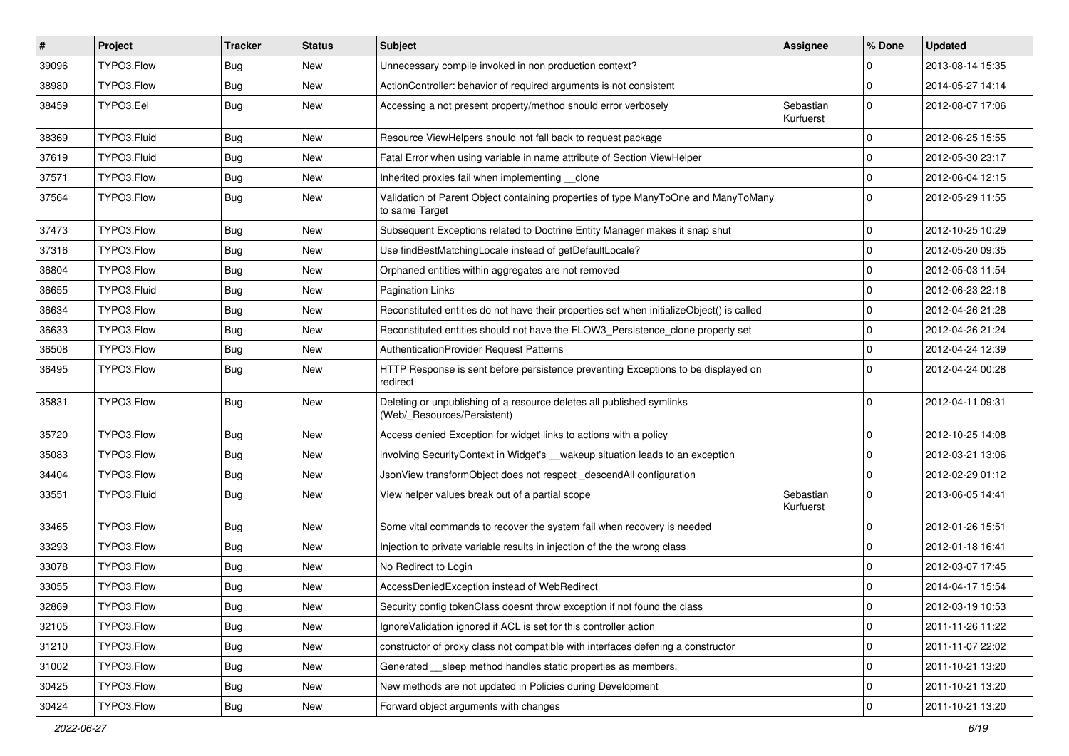| # | Project | Tracker | Status | Subject | Assignee | % Done | Updated |
|---|---|---|---|---|---|---|---|
| 39096 | TYPO3.Flow | Bug | New | Unnecessary compile invoked in non production context? | | 0 | 2013-08-14 15:35 |
| 38980 | TYPO3.Flow | Bug | New | ActionController: behavior of required arguments is not consistent | | 0 | 2014-05-27 14:14 |
| 38459 | TYPO3.Eel | Bug | New | Accessing a not present property/method should error verbosely | Sebastian Kurfuerst | 0 | 2012-08-07 17:06 |
| 38369 | TYPO3.Fluid | Bug | New | Resource ViewHelpers should not fall back to request package | | 0 | 2012-06-25 15:55 |
| 37619 | TYPO3.Fluid | Bug | New | Fatal Error when using variable in name attribute of Section ViewHelper | | 0 | 2012-05-30 23:17 |
| 37571 | TYPO3.Flow | Bug | New | Inherited proxies fail when implementing __clone | | 0 | 2012-06-04 12:15 |
| 37564 | TYPO3.Flow | Bug | New | Validation of Parent Object containing properties of type ManyToOne and ManyToMany to same Target | | 0 | 2012-05-29 11:55 |
| 37473 | TYPO3.Flow | Bug | New | Subsequent Exceptions related to Doctrine Entity Manager makes it snap shut | | 0 | 2012-10-25 10:29 |
| 37316 | TYPO3.Flow | Bug | New | Use findBestMatchingLocale instead of getDefaultLocale? | | 0 | 2012-05-20 09:35 |
| 36804 | TYPO3.Flow | Bug | New | Orphaned entities within aggregates are not removed | | 0 | 2012-05-03 11:54 |
| 36655 | TYPO3.Fluid | Bug | New | Pagination Links | | 0 | 2012-06-23 22:18 |
| 36634 | TYPO3.Flow | Bug | New | Reconstituted entities do not have their properties set when initializeObject() is called | | 0 | 2012-04-26 21:28 |
| 36633 | TYPO3.Flow | Bug | New | Reconstituted entities should not have the FLOW3_Persistence_clone property set | | 0 | 2012-04-26 21:24 |
| 36508 | TYPO3.Flow | Bug | New | AuthenticationProvider Request Patterns | | 0 | 2012-04-24 12:39 |
| 36495 | TYPO3.Flow | Bug | New | HTTP Response is sent before persistence preventing Exceptions to be displayed on redirect | | 0 | 2012-04-24 00:28 |
| 35831 | TYPO3.Flow | Bug | New | Deleting or unpublishing of a resource deletes all published symlinks (Web/_Resources/Persistent) | | 0 | 2012-04-11 09:31 |
| 35720 | TYPO3.Flow | Bug | New | Access denied Exception for widget links to actions with a policy | | 0 | 2012-10-25 14:08 |
| 35083 | TYPO3.Flow | Bug | New | involving SecurityContext in Widget's __wakeup situation leads to an exception | | 0 | 2012-03-21 13:06 |
| 34404 | TYPO3.Flow | Bug | New | JsonView transformObject does not respect _descendAll configuration | | 0 | 2012-02-29 01:12 |
| 33551 | TYPO3.Fluid | Bug | New | View helper values break out of a partial scope | Sebastian Kurfuerst | 0 | 2013-06-05 14:41 |
| 33465 | TYPO3.Flow | Bug | New | Some vital commands to recover the system fail when recovery is needed | | 0 | 2012-01-26 15:51 |
| 33293 | TYPO3.Flow | Bug | New | Injection to private variable results in injection of the the wrong class | | 0 | 2012-01-18 16:41 |
| 33078 | TYPO3.Flow | Bug | New | No Redirect to Login | | 0 | 2012-03-07 17:45 |
| 33055 | TYPO3.Flow | Bug | New | AccessDeniedException instead of WebRedirect | | 0 | 2014-04-17 15:54 |
| 32869 | TYPO3.Flow | Bug | New | Security config tokenClass doesnt throw exception if not found the class | | 0 | 2012-03-19 10:53 |
| 32105 | TYPO3.Flow | Bug | New | IgnoreValidation ignored if ACL is set for this controller action | | 0 | 2011-11-26 11:22 |
| 31210 | TYPO3.Flow | Bug | New | constructor of proxy class not compatible with interfaces defening a constructor | | 0 | 2011-11-07 22:02 |
| 31002 | TYPO3.Flow | Bug | New | Generated __sleep method handles static properties as members. | | 0 | 2011-10-21 13:20 |
| 30425 | TYPO3.Flow | Bug | New | New methods are not updated in Policies during Development | | 0 | 2011-10-21 13:20 |
| 30424 | TYPO3.Flow | Bug | New | Forward object arguments with changes | | 0 | 2011-10-21 13:20 |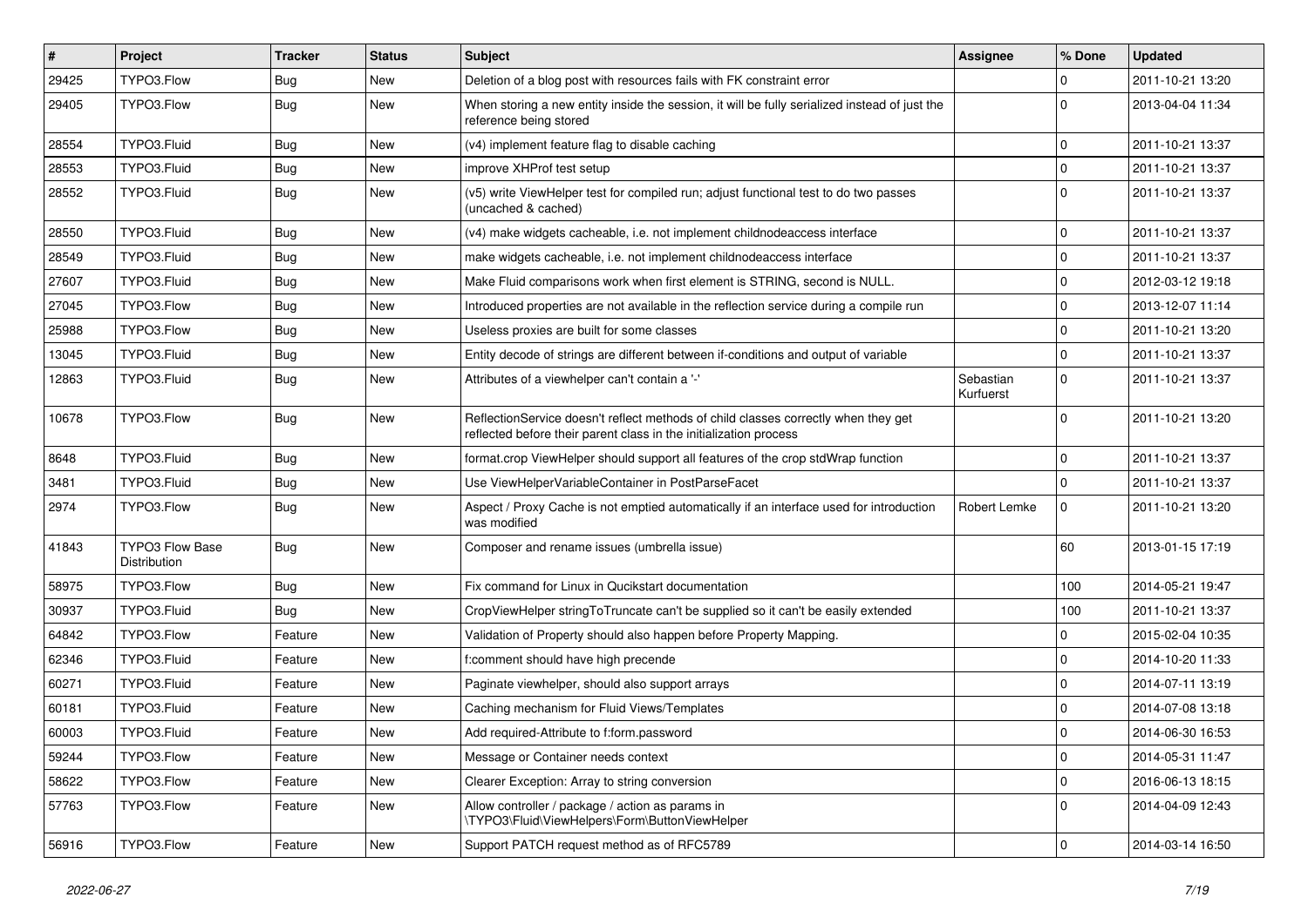| # | Project | Tracker | Status | Subject | Assignee | % Done | Updated |
|---|---|---|---|---|---|---|---|
| 29425 | TYPO3.Flow | Bug | New | Deletion of a blog post with resources fails with FK constraint error | | 0 | 2011-10-21 13:20 |
| 29405 | TYPO3.Flow | Bug | New | When storing a new entity inside the session, it will be fully serialized instead of just the reference being stored | | 0 | 2013-04-04 11:34 |
| 28554 | TYPO3.Fluid | Bug | New | (v4) implement feature flag to disable caching | | 0 | 2011-10-21 13:37 |
| 28553 | TYPO3.Fluid | Bug | New | improve XHProf test setup | | 0 | 2011-10-21 13:37 |
| 28552 | TYPO3.Fluid | Bug | New | (v5) write ViewHelper test for compiled run; adjust functional test to do two passes (uncached & cached) | | 0 | 2011-10-21 13:37 |
| 28550 | TYPO3.Fluid | Bug | New | (v4) make widgets cacheable, i.e. not implement childnodeaccess interface | | 0 | 2011-10-21 13:37 |
| 28549 | TYPO3.Fluid | Bug | New | make widgets cacheable, i.e. not implement childnodeaccess interface | | 0 | 2011-10-21 13:37 |
| 27607 | TYPO3.Fluid | Bug | New | Make Fluid comparisons work when first element is STRING, second is NULL. | | 0 | 2012-03-12 19:18 |
| 27045 | TYPO3.Flow | Bug | New | Introduced properties are not available in the reflection service during a compile run | | 0 | 2013-12-07 11:14 |
| 25988 | TYPO3.Flow | Bug | New | Useless proxies are built for some classes | | 0 | 2011-10-21 13:20 |
| 13045 | TYPO3.Fluid | Bug | New | Entity decode of strings are different between if-conditions and output of variable | | 0 | 2011-10-21 13:37 |
| 12863 | TYPO3.Fluid | Bug | New | Attributes of a viewhelper can't contain a '-' | Sebastian Kurfuerst | 0 | 2011-10-21 13:37 |
| 10678 | TYPO3.Flow | Bug | New | ReflectionService doesn't reflect methods of child classes correctly when they get reflected before their parent class in the initialization process | | 0 | 2011-10-21 13:20 |
| 8648 | TYPO3.Fluid | Bug | New | format.crop ViewHelper should support all features of the crop stdWrap function | | 0 | 2011-10-21 13:37 |
| 3481 | TYPO3.Fluid | Bug | New | Use ViewHelperVariableContainer in PostParseFacet | | 0 | 2011-10-21 13:37 |
| 2974 | TYPO3.Flow | Bug | New | Aspect / Proxy Cache is not emptied automatically if an interface used for introduction was modified | Robert Lemke | 0 | 2011-10-21 13:20 |
| 41843 | TYPO3 Flow Base Distribution | Bug | New | Composer and rename issues (umbrella issue) | | 60 | 2013-01-15 17:19 |
| 58975 | TYPO3.Flow | Bug | New | Fix command for Linux in Qucikstart documentation | | 100 | 2014-05-21 19:47 |
| 30937 | TYPO3.Fluid | Bug | New | CropViewHelper stringToTruncate can't be supplied so it can't be easily extended | | 100 | 2011-10-21 13:37 |
| 64842 | TYPO3.Flow | Feature | New | Validation of Property should also happen before Property Mapping. | | 0 | 2015-02-04 10:35 |
| 62346 | TYPO3.Fluid | Feature | New | f:comment should have high precende | | 0 | 2014-10-20 11:33 |
| 60271 | TYPO3.Fluid | Feature | New | Paginate viewhelper, should also support arrays | | 0 | 2014-07-11 13:19 |
| 60181 | TYPO3.Fluid | Feature | New | Caching mechanism for Fluid Views/Templates | | 0 | 2014-07-08 13:18 |
| 60003 | TYPO3.Fluid | Feature | New | Add required-Attribute to f:form.password | | 0 | 2014-06-30 16:53 |
| 59244 | TYPO3.Flow | Feature | New | Message or Container needs context | | 0 | 2014-05-31 11:47 |
| 58622 | TYPO3.Flow | Feature | New | Clearer Exception: Array to string conversion | | 0 | 2016-06-13 18:15 |
| 57763 | TYPO3.Flow | Feature | New | Allow controller / package / action as params in \TYPO3\Fluid\ViewHelpers\Form\ButtonViewHelper | | 0 | 2014-04-09 12:43 |
| 56916 | TYPO3.Flow | Feature | New | Support PATCH request method as of RFC5789 | | 0 | 2014-03-14 16:50 |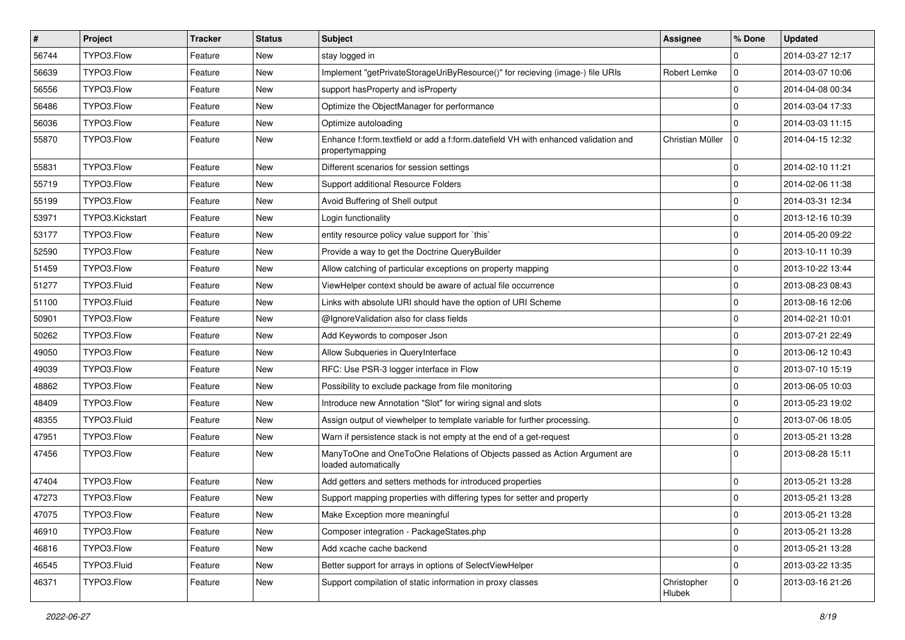| # | Project | Tracker | Status | Subject | Assignee | % Done | Updated |
|---|---|---|---|---|---|---|---|
| 56744 | TYPO3.Flow | Feature | New | stay logged in | | 0 | 2014-03-27 12:17 |
| 56639 | TYPO3.Flow | Feature | New | Implement "getPrivateStorageUriByResource()" for recieving (image-) file URIs | Robert Lemke | 0 | 2014-03-07 10:06 |
| 56556 | TYPO3.Flow | Feature | New | support hasProperty and isProperty | | 0 | 2014-04-08 00:34 |
| 56486 | TYPO3.Flow | Feature | New | Optimize the ObjectManager for performance | | 0 | 2014-03-04 17:33 |
| 56036 | TYPO3.Flow | Feature | New | Optimize autoloading | | 0 | 2014-03-03 11:15 |
| 55870 | TYPO3.Flow | Feature | New | Enhance f:form.textfield or add a f:form.datefield VH with enhanced validation and propertymapping | Christian Müller | 0 | 2014-04-15 12:32 |
| 55831 | TYPO3.Flow | Feature | New | Different scenarios for session settings | | 0 | 2014-02-10 11:21 |
| 55719 | TYPO3.Flow | Feature | New | Support additional Resource Folders | | 0 | 2014-02-06 11:38 |
| 55199 | TYPO3.Flow | Feature | New | Avoid Buffering of Shell output | | 0 | 2014-03-31 12:34 |
| 53971 | TYPO3.Kickstart | Feature | New | Login functionality | | 0 | 2013-12-16 10:39 |
| 53177 | TYPO3.Flow | Feature | New | entity resource policy value support for `this` | | 0 | 2014-05-20 09:22 |
| 52590 | TYPO3.Flow | Feature | New | Provide a way to get the Doctrine QueryBuilder | | 0 | 2013-10-11 10:39 |
| 51459 | TYPO3.Flow | Feature | New | Allow catching of particular exceptions on property mapping | | 0 | 2013-10-22 13:44 |
| 51277 | TYPO3.Fluid | Feature | New | ViewHelper context should be aware of actual file occurrence | | 0 | 2013-08-23 08:43 |
| 51100 | TYPO3.Fluid | Feature | New | Links with absolute URI should have the option of URI Scheme | | 0 | 2013-08-16 12:06 |
| 50901 | TYPO3.Flow | Feature | New | @IgnoreValidation also for class fields | | 0 | 2014-02-21 10:01 |
| 50262 | TYPO3.Flow | Feature | New | Add Keywords to composer Json | | 0 | 2013-07-21 22:49 |
| 49050 | TYPO3.Flow | Feature | New | Allow Subqueries in QueryInterface | | 0 | 2013-06-12 10:43 |
| 49039 | TYPO3.Flow | Feature | New | RFC: Use PSR-3 logger interface in Flow | | 0 | 2013-07-10 15:19 |
| 48862 | TYPO3.Flow | Feature | New | Possibility to exclude package from file monitoring | | 0 | 2013-06-05 10:03 |
| 48409 | TYPO3.Flow | Feature | New | Introduce new Annotation "Slot" for wiring signal and slots | | 0 | 2013-05-23 19:02 |
| 48355 | TYPO3.Fluid | Feature | New | Assign output of viewhelper to template variable for further processing. | | 0 | 2013-07-06 18:05 |
| 47951 | TYPO3.Flow | Feature | New | Warn if persistence stack is not empty at the end of a get-request | | 0 | 2013-05-21 13:28 |
| 47456 | TYPO3.Flow | Feature | New | ManyToOne and OneToOne Relations of Objects passed as Action Argument are loaded automatically | | 0 | 2013-08-28 15:11 |
| 47404 | TYPO3.Flow | Feature | New | Add getters and setters methods for introduced properties | | 0 | 2013-05-21 13:28 |
| 47273 | TYPO3.Flow | Feature | New | Support mapping properties with differing types for setter and property | | 0 | 2013-05-21 13:28 |
| 47075 | TYPO3.Flow | Feature | New | Make Exception more meaningful | | 0 | 2013-05-21 13:28 |
| 46910 | TYPO3.Flow | Feature | New | Composer integration - PackageStates.php | | 0 | 2013-05-21 13:28 |
| 46816 | TYPO3.Flow | Feature | New | Add xcache cache backend | | 0 | 2013-05-21 13:28 |
| 46545 | TYPO3.Fluid | Feature | New | Better support for arrays in options of SelectViewHelper | | 0 | 2013-03-22 13:35 |
| 46371 | TYPO3.Flow | Feature | New | Support compilation of static information in proxy classes | Christopher Hlubek | 0 | 2013-03-16 21:26 |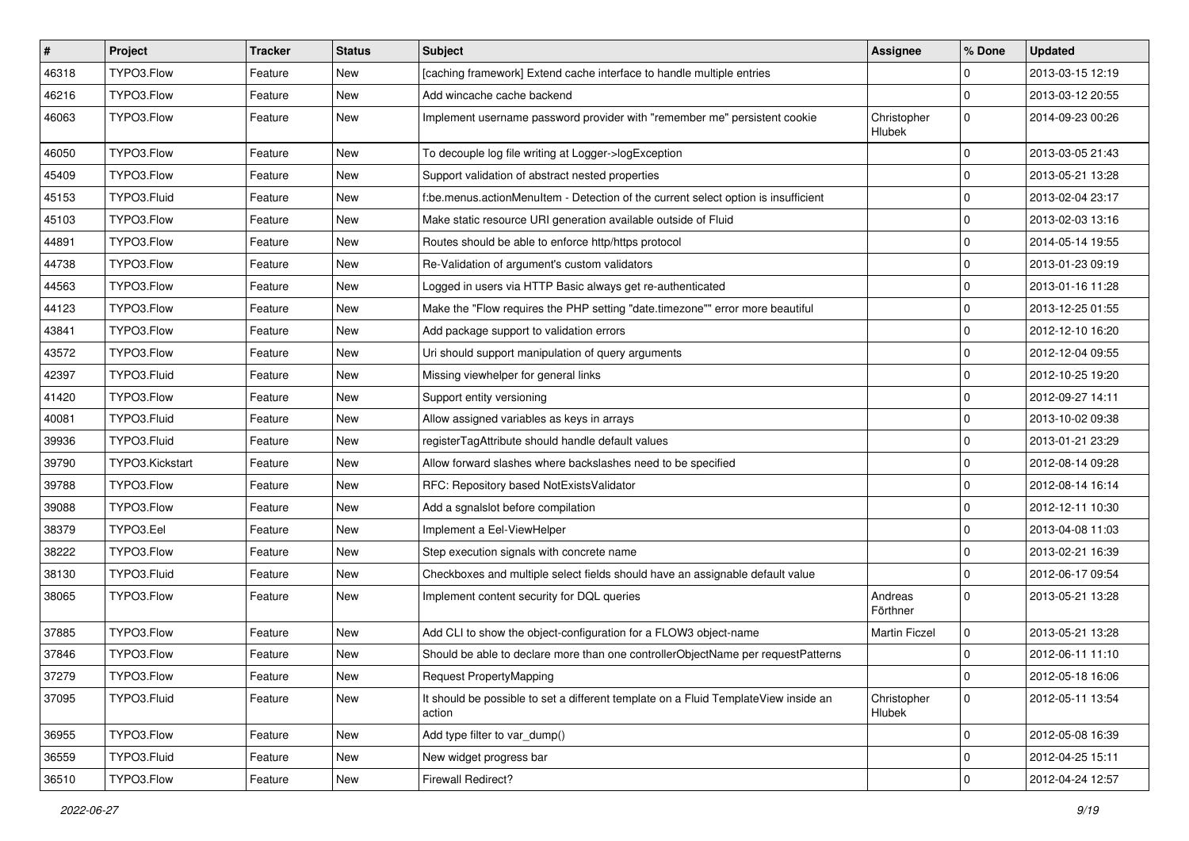| # | Project | Tracker | Status | Subject | Assignee | % Done | Updated |
|---|---|---|---|---|---|---|---|
| 46318 | TYPO3.Flow | Feature | New | [caching framework] Extend cache interface to handle multiple entries | | 0 | 2013-03-15 12:19 |
| 46216 | TYPO3.Flow | Feature | New | Add wincache cache backend | | 0 | 2013-03-12 20:55 |
| 46063 | TYPO3.Flow | Feature | New | Implement username password provider with "remember me" persistent cookie | Christopher Hlubek | 0 | 2014-09-23 00:26 |
| 46050 | TYPO3.Flow | Feature | New | To decouple log file writing at Logger->logException | | 0 | 2013-03-05 21:43 |
| 45409 | TYPO3.Flow | Feature | New | Support validation of abstract nested properties | | 0 | 2013-05-21 13:28 |
| 45153 | TYPO3.Fluid | Feature | New | f:be.menus.actionMenuItem - Detection of the current select option is insufficient | | 0 | 2013-02-04 23:17 |
| 45103 | TYPO3.Flow | Feature | New | Make static resource URI generation available outside of Fluid | | 0 | 2013-02-03 13:16 |
| 44891 | TYPO3.Flow | Feature | New | Routes should be able to enforce http/https protocol | | 0 | 2014-05-14 19:55 |
| 44738 | TYPO3.Flow | Feature | New | Re-Validation of argument's custom validators | | 0 | 2013-01-23 09:19 |
| 44563 | TYPO3.Flow | Feature | New | Logged in users via HTTP Basic always get re-authenticated | | 0 | 2013-01-16 11:28 |
| 44123 | TYPO3.Flow | Feature | New | Make the "Flow requires the PHP setting "date.timezone"" error more beautiful | | 0 | 2013-12-25 01:55 |
| 43841 | TYPO3.Flow | Feature | New | Add package support to validation errors | | 0 | 2012-12-10 16:20 |
| 43572 | TYPO3.Flow | Feature | New | Uri should support manipulation of query arguments | | 0 | 2012-12-04 09:55 |
| 42397 | TYPO3.Fluid | Feature | New | Missing viewhelper for general links | | 0 | 2012-10-25 19:20 |
| 41420 | TYPO3.Flow | Feature | New | Support entity versioning | | 0 | 2012-09-27 14:11 |
| 40081 | TYPO3.Fluid | Feature | New | Allow assigned variables as keys in arrays | | 0 | 2013-10-02 09:38 |
| 39936 | TYPO3.Fluid | Feature | New | registerTagAttribute should handle default values | | 0 | 2013-01-21 23:29 |
| 39790 | TYPO3.Kickstart | Feature | New | Allow forward slashes where backslashes need to be specified | | 0 | 2012-08-14 09:28 |
| 39788 | TYPO3.Flow | Feature | New | RFC: Repository based NotExistsValidator | | 0 | 2012-08-14 16:14 |
| 39088 | TYPO3.Flow | Feature | New | Add a sgnalslot before compilation | | 0 | 2012-12-11 10:30 |
| 38379 | TYPO3.Eel | Feature | New | Implement a Eel-ViewHelper | | 0 | 2013-04-08 11:03 |
| 38222 | TYPO3.Flow | Feature | New | Step execution signals with concrete name | | 0 | 2013-02-21 16:39 |
| 38130 | TYPO3.Fluid | Feature | New | Checkboxes and multiple select fields should have an assignable default value | | 0 | 2012-06-17 09:54 |
| 38065 | TYPO3.Flow | Feature | New | Implement content security for DQL queries | Andreas Förthner | 0 | 2013-05-21 13:28 |
| 37885 | TYPO3.Flow | Feature | New | Add CLI to show the object-configuration for a FLOW3 object-name | Martin Ficzel | 0 | 2013-05-21 13:28 |
| 37846 | TYPO3.Flow | Feature | New | Should be able to declare more than one controllerObjectName per requestPatterns | | 0 | 2012-06-11 11:10 |
| 37279 | TYPO3.Flow | Feature | New | Request PropertyMapping | | 0 | 2012-05-18 16:06 |
| 37095 | TYPO3.Fluid | Feature | New | It should be possible to set a different template on a Fluid TemplateView inside an action | Christopher Hlubek | 0 | 2012-05-11 13:54 |
| 36955 | TYPO3.Flow | Feature | New | Add type filter to var_dump() | | 0 | 2012-05-08 16:39 |
| 36559 | TYPO3.Fluid | Feature | New | New widget progress bar | | 0 | 2012-04-25 15:11 |
| 36510 | TYPO3.Flow | Feature | New | Firewall Redirect? | | 0 | 2012-04-24 12:57 |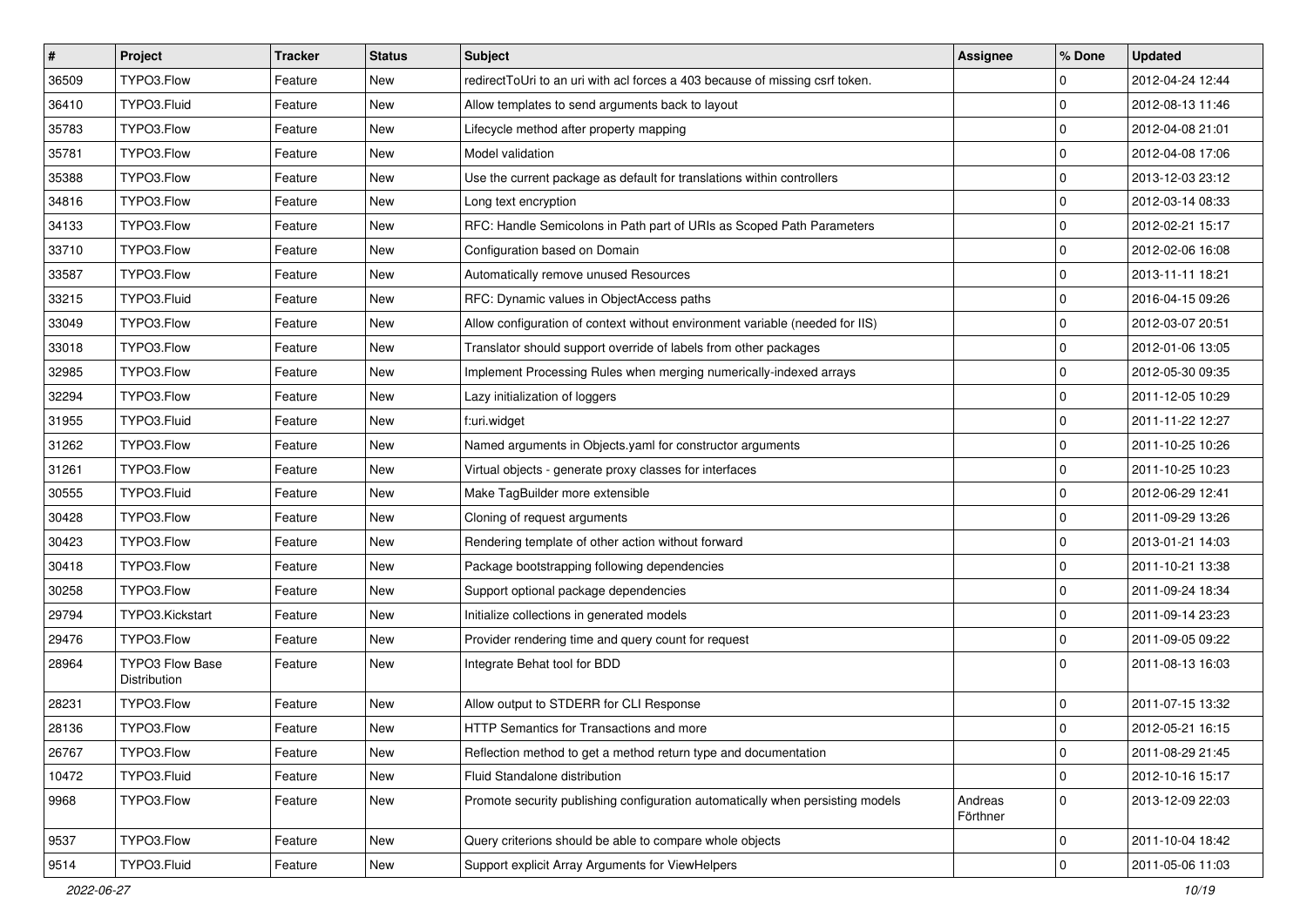| # | Project | Tracker | Status | Subject | Assignee | % Done | Updated |
|---|---|---|---|---|---|---|---|
| 36509 | TYPO3.Flow | Feature | New | redirectToUri to an uri with acl forces a 403 because of missing csrf token. | | 0 | 2012-04-24 12:44 |
| 36410 | TYPO3.Fluid | Feature | New | Allow templates to send arguments back to layout | | 0 | 2012-08-13 11:46 |
| 35783 | TYPO3.Flow | Feature | New | Lifecycle method after property mapping | | 0 | 2012-04-08 21:01 |
| 35781 | TYPO3.Flow | Feature | New | Model validation | | 0 | 2012-04-08 17:06 |
| 35388 | TYPO3.Flow | Feature | New | Use the current package as default for translations within controllers | | 0 | 2013-12-03 23:12 |
| 34816 | TYPO3.Flow | Feature | New | Long text encryption | | 0 | 2012-03-14 08:33 |
| 34133 | TYPO3.Flow | Feature | New | RFC: Handle Semicolons in Path part of URIs as Scoped Path Parameters | | 0 | 2012-02-21 15:17 |
| 33710 | TYPO3.Flow | Feature | New | Configuration based on Domain | | 0 | 2012-02-06 16:08 |
| 33587 | TYPO3.Flow | Feature | New | Automatically remove unused Resources | | 0 | 2013-11-11 18:21 |
| 33215 | TYPO3.Fluid | Feature | New | RFC: Dynamic values in ObjectAccess paths | | 0 | 2016-04-15 09:26 |
| 33049 | TYPO3.Flow | Feature | New | Allow configuration of context without environment variable (needed for IIS) | | 0 | 2012-03-07 20:51 |
| 33018 | TYPO3.Flow | Feature | New | Translator should support override of labels from other packages | | 0 | 2012-01-06 13:05 |
| 32985 | TYPO3.Flow | Feature | New | Implement Processing Rules when merging numerically-indexed arrays | | 0 | 2012-05-30 09:35 |
| 32294 | TYPO3.Flow | Feature | New | Lazy initialization of loggers | | 0 | 2011-12-05 10:29 |
| 31955 | TYPO3.Fluid | Feature | New | f:uri.widget | | 0 | 2011-11-22 12:27 |
| 31262 | TYPO3.Flow | Feature | New | Named arguments in Objects.yaml for constructor arguments | | 0 | 2011-10-25 10:26 |
| 31261 | TYPO3.Flow | Feature | New | Virtual objects - generate proxy classes for interfaces | | 0 | 2011-10-25 10:23 |
| 30555 | TYPO3.Fluid | Feature | New | Make TagBuilder more extensible | | 0 | 2012-06-29 12:41 |
| 30428 | TYPO3.Flow | Feature | New | Cloning of request arguments | | 0 | 2011-09-29 13:26 |
| 30423 | TYPO3.Flow | Feature | New | Rendering template of other action without forward | | 0 | 2013-01-21 14:03 |
| 30418 | TYPO3.Flow | Feature | New | Package bootstrapping following dependencies | | 0 | 2011-10-21 13:38 |
| 30258 | TYPO3.Flow | Feature | New | Support optional package dependencies | | 0 | 2011-09-24 18:34 |
| 29794 | TYPO3.Kickstart | Feature | New | Initialize collections in generated models | | 0 | 2011-09-14 23:23 |
| 29476 | TYPO3.Flow | Feature | New | Provider rendering time and query count for request | | 0 | 2011-09-05 09:22 |
| 28964 | TYPO3 Flow Base Distribution | Feature | New | Integrate Behat tool for BDD | | 0 | 2011-08-13 16:03 |
| 28231 | TYPO3.Flow | Feature | New | Allow output to STDERR for CLI Response | | 0 | 2011-07-15 13:32 |
| 28136 | TYPO3.Flow | Feature | New | HTTP Semantics for Transactions and more | | 0 | 2012-05-21 16:15 |
| 26767 | TYPO3.Flow | Feature | New | Reflection method to get a method return type and documentation | | 0 | 2011-08-29 21:45 |
| 10472 | TYPO3.Fluid | Feature | New | Fluid Standalone distribution | | 0 | 2012-10-16 15:17 |
| 9968 | TYPO3.Flow | Feature | New | Promote security publishing configuration automatically when persisting models | Andreas Förthner | 0 | 2013-12-09 22:03 |
| 9537 | TYPO3.Flow | Feature | New | Query criterions should be able to compare whole objects | | 0 | 2011-10-04 18:42 |
| 9514 | TYPO3.Fluid | Feature | New | Support explicit Array Arguments for ViewHelpers | | 0 | 2011-05-06 11:03 |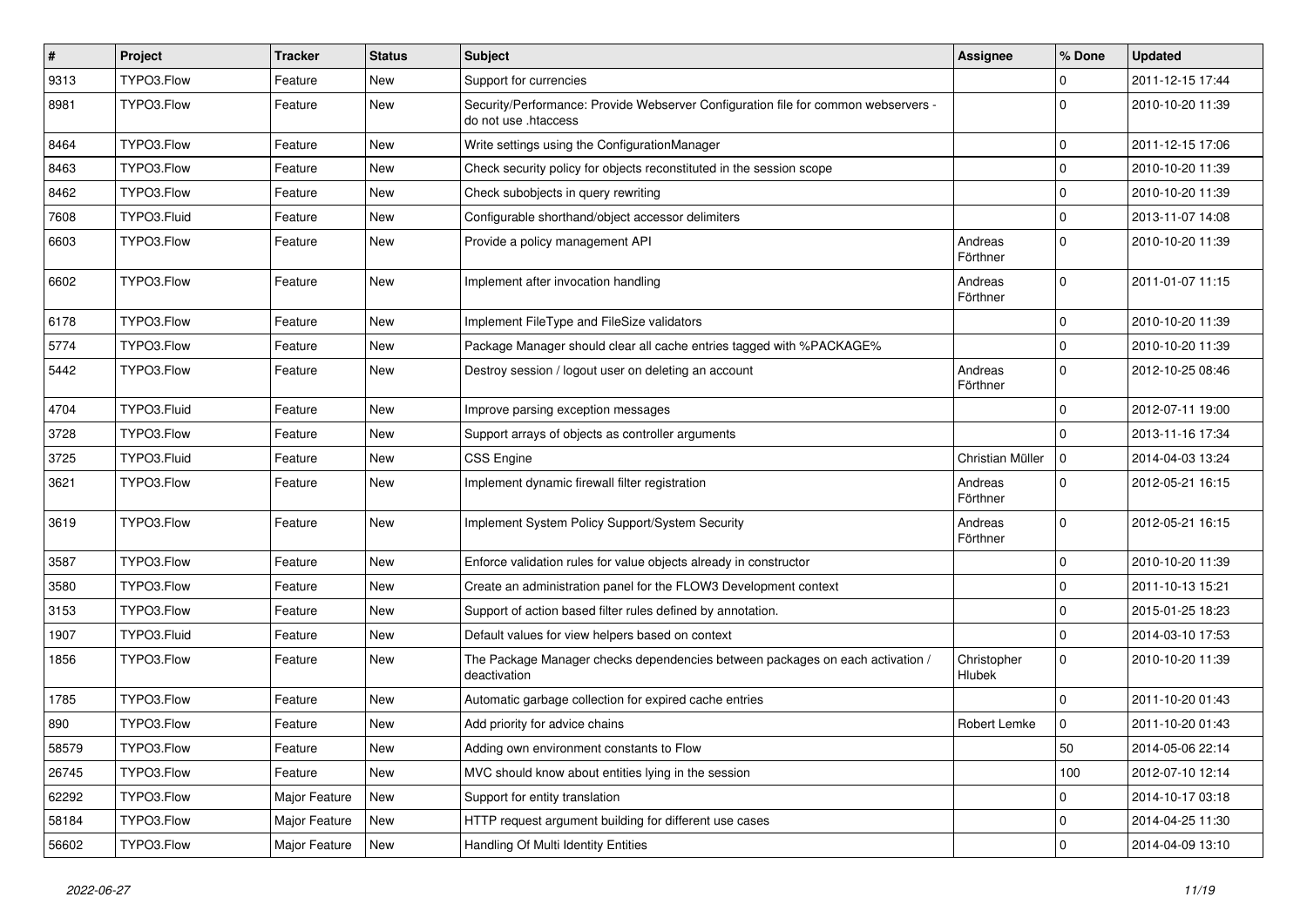| # | Project | Tracker | Status | Subject | Assignee | % Done | Updated |
|---|---|---|---|---|---|---|---|
| 9313 | TYPO3.Flow | Feature | New | Support for currencies | | 0 | 2011-12-15 17:44 |
| 8981 | TYPO3.Flow | Feature | New | Security/Performance: Provide Webserver Configuration file for common webservers - do not use .htaccess | | 0 | 2010-10-20 11:39 |
| 8464 | TYPO3.Flow | Feature | New | Write settings using the ConfigurationManager | | 0 | 2011-12-15 17:06 |
| 8463 | TYPO3.Flow | Feature | New | Check security policy for objects reconstituted in the session scope | | 0 | 2010-10-20 11:39 |
| 8462 | TYPO3.Flow | Feature | New | Check subobjects in query rewriting | | 0 | 2010-10-20 11:39 |
| 7608 | TYPO3.Fluid | Feature | New | Configurable shorthand/object accessor delimiters | | 0 | 2013-11-07 14:08 |
| 6603 | TYPO3.Flow | Feature | New | Provide a policy management API | Andreas Förthner | 0 | 2010-10-20 11:39 |
| 6602 | TYPO3.Flow | Feature | New | Implement after invocation handling | Andreas Förthner | 0 | 2011-01-07 11:15 |
| 6178 | TYPO3.Flow | Feature | New | Implement FileType and FileSize validators | | 0 | 2010-10-20 11:39 |
| 5774 | TYPO3.Flow | Feature | New | Package Manager should clear all cache entries tagged with %PACKAGE% | | 0 | 2010-10-20 11:39 |
| 5442 | TYPO3.Flow | Feature | New | Destroy session / logout user on deleting an account | Andreas Förthner | 0 | 2012-10-25 08:46 |
| 4704 | TYPO3.Fluid | Feature | New | Improve parsing exception messages | | 0 | 2012-07-11 19:00 |
| 3728 | TYPO3.Flow | Feature | New | Support arrays of objects as controller arguments | | 0 | 2013-11-16 17:34 |
| 3725 | TYPO3.Fluid | Feature | New | CSS Engine | Christian Müller | 0 | 2014-04-03 13:24 |
| 3621 | TYPO3.Flow | Feature | New | Implement dynamic firewall filter registration | Andreas Förthner | 0 | 2012-05-21 16:15 |
| 3619 | TYPO3.Flow | Feature | New | Implement System Policy Support/System Security | Andreas Förthner | 0 | 2012-05-21 16:15 |
| 3587 | TYPO3.Flow | Feature | New | Enforce validation rules for value objects already in constructor | | 0 | 2010-10-20 11:39 |
| 3580 | TYPO3.Flow | Feature | New | Create an administration panel for the FLOW3 Development context | | 0 | 2011-10-13 15:21 |
| 3153 | TYPO3.Flow | Feature | New | Support of action based filter rules defined by annotation. | | 0 | 2015-01-25 18:23 |
| 1907 | TYPO3.Fluid | Feature | New | Default values for view helpers based on context | | 0 | 2014-03-10 17:53 |
| 1856 | TYPO3.Flow | Feature | New | The Package Manager checks dependencies between packages on each activation / deactivation | Christopher Hlubek | 0 | 2010-10-20 11:39 |
| 1785 | TYPO3.Flow | Feature | New | Automatic garbage collection for expired cache entries | | 0 | 2011-10-20 01:43 |
| 890 | TYPO3.Flow | Feature | New | Add priority for advice chains | Robert Lemke | 0 | 2011-10-20 01:43 |
| 58579 | TYPO3.Flow | Feature | New | Adding own environment constants to Flow | | 50 | 2014-05-06 22:14 |
| 26745 | TYPO3.Flow | Feature | New | MVC should know about entities lying in the session | | 100 | 2012-07-10 12:14 |
| 62292 | TYPO3.Flow | Major Feature | New | Support for entity translation | | 0 | 2014-10-17 03:18 |
| 58184 | TYPO3.Flow | Major Feature | New | HTTP request argument building for different use cases | | 0 | 2014-04-25 11:30 |
| 56602 | TYPO3.Flow | Major Feature | New | Handling Of Multi Identity Entities | | 0 | 2014-04-09 13:10 |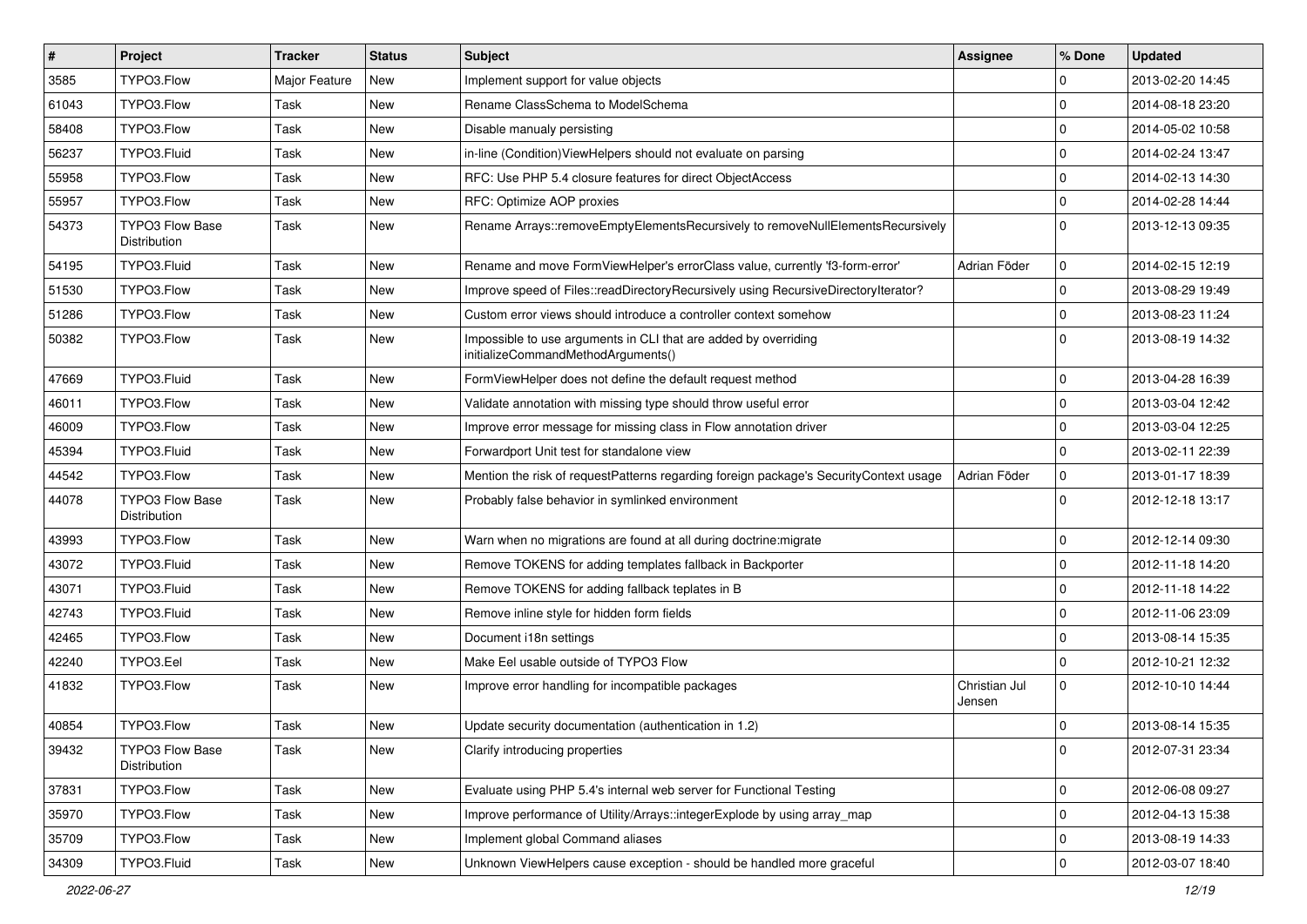| # | Project | Tracker | Status | Subject | Assignee | % Done | Updated |
|---|---|---|---|---|---|---|---|
| 3585 | TYPO3.Flow | Major Feature | New | Implement support for value objects | | 0 | 2013-02-20 14:45 |
| 61043 | TYPO3.Flow | Task | New | Rename ClassSchema to ModelSchema | | 0 | 2014-08-18 23:20 |
| 58408 | TYPO3.Flow | Task | New | Disable manualy persisting | | 0 | 2014-05-02 10:58 |
| 56237 | TYPO3.Fluid | Task | New | in-line (Condition)ViewHelpers should not evaluate on parsing | | 0 | 2014-02-24 13:47 |
| 55958 | TYPO3.Flow | Task | New | RFC: Use PHP 5.4 closure features for direct ObjectAccess | | 0 | 2014-02-13 14:30 |
| 55957 | TYPO3.Flow | Task | New | RFC: Optimize AOP proxies | | 0 | 2014-02-28 14:44 |
| 54373 | TYPO3 Flow Base Distribution | Task | New | Rename Arrays::removeEmptyElementsRecursively to removeNullElementsRecursively | | 0 | 2013-12-13 09:35 |
| 54195 | TYPO3.Fluid | Task | New | Rename and move FormViewHelper's errorClass value, currently 'f3-form-error' | Adrian Föder | 0 | 2014-02-15 12:19 |
| 51530 | TYPO3.Flow | Task | New | Improve speed of Files::readDirectoryRecursively using RecursiveDirectoryIterator? | | 0 | 2013-08-29 19:49 |
| 51286 | TYPO3.Flow | Task | New | Custom error views should introduce a controller context somehow | | 0 | 2013-08-23 11:24 |
| 50382 | TYPO3.Flow | Task | New | Impossible to use arguments in CLI that are added by overriding initializeCommandMethodArguments() | | 0 | 2013-08-19 14:32 |
| 47669 | TYPO3.Fluid | Task | New | FormViewHelper does not define the default request method | | 0 | 2013-04-28 16:39 |
| 46011 | TYPO3.Flow | Task | New | Validate annotation with missing type should throw useful error | | 0 | 2013-03-04 12:42 |
| 46009 | TYPO3.Flow | Task | New | Improve error message for missing class in Flow annotation driver | | 0 | 2013-03-04 12:25 |
| 45394 | TYPO3.Fluid | Task | New | Forwardport Unit test for standalone view | | 0 | 2013-02-11 22:39 |
| 44542 | TYPO3.Flow | Task | New | Mention the risk of requestPatterns regarding foreign package's SecurityContext usage | Adrian Föder | 0 | 2013-01-17 18:39 |
| 44078 | TYPO3 Flow Base Distribution | Task | New | Probably false behavior in symlinked environment | | 0 | 2012-12-18 13:17 |
| 43993 | TYPO3.Flow | Task | New | Warn when no migrations are found at all during doctrine:migrate | | 0 | 2012-12-14 09:30 |
| 43072 | TYPO3.Fluid | Task | New | Remove TOKENS for adding templates fallback in Backporter | | 0 | 2012-11-18 14:20 |
| 43071 | TYPO3.Fluid | Task | New | Remove TOKENS for adding fallback teplates in B | | 0 | 2012-11-18 14:22 |
| 42743 | TYPO3.Fluid | Task | New | Remove inline style for hidden form fields | | 0 | 2012-11-06 23:09 |
| 42465 | TYPO3.Flow | Task | New | Document i18n settings | | 0 | 2013-08-14 15:35 |
| 42240 | TYPO3.Eel | Task | New | Make Eel usable outside of TYPO3 Flow | | 0 | 2012-10-21 12:32 |
| 41832 | TYPO3.Flow | Task | New | Improve error handling for incompatible packages | Christian Jul Jensen | 0 | 2012-10-10 14:44 |
| 40854 | TYPO3.Flow | Task | New | Update security documentation (authentication in 1.2) | | 0 | 2013-08-14 15:35 |
| 39432 | TYPO3 Flow Base Distribution | Task | New | Clarify introducing properties | | 0 | 2012-07-31 23:34 |
| 37831 | TYPO3.Flow | Task | New | Evaluate using PHP 5.4's internal web server for Functional Testing | | 0 | 2012-06-08 09:27 |
| 35970 | TYPO3.Flow | Task | New | Improve performance of Utility/Arrays::integerExplode by using array_map | | 0 | 2012-04-13 15:38 |
| 35709 | TYPO3.Flow | Task | New | Implement global Command aliases | | 0 | 2013-08-19 14:33 |
| 34309 | TYPO3.Fluid | Task | New | Unknown ViewHelpers cause exception - should be handled more graceful | | 0 | 2012-03-07 18:40 |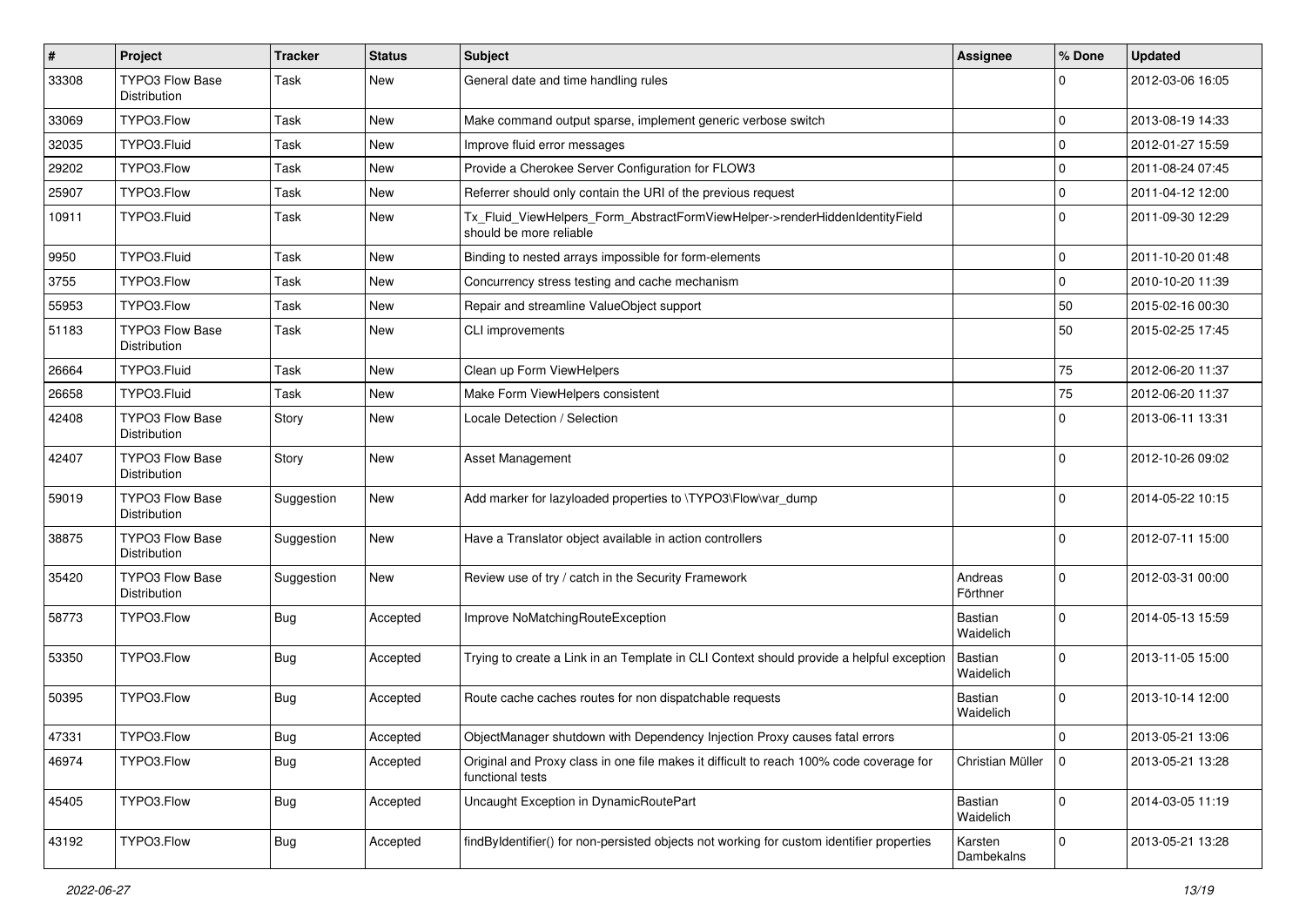| # | Project | Tracker | Status | Subject | Assignee | % Done | Updated |
|---|---|---|---|---|---|---|---|
| 33308 | TYPO3 Flow Base Distribution | Task | New | General date and time handling rules | | 0 | 2012-03-06 16:05 |
| 33069 | TYPO3.Flow | Task | New | Make command output sparse, implement generic verbose switch | | 0 | 2013-08-19 14:33 |
| 32035 | TYPO3.Fluid | Task | New | Improve fluid error messages | | 0 | 2012-01-27 15:59 |
| 29202 | TYPO3.Flow | Task | New | Provide a Cherokee Server Configuration for FLOW3 | | 0 | 2011-08-24 07:45 |
| 25907 | TYPO3.Flow | Task | New | Referrer should only contain the URI of the previous request | | 0 | 2011-04-12 12:00 |
| 10911 | TYPO3.Fluid | Task | New | Tx_Fluid_ViewHelpers_Form_AbstractFormViewHelper->renderHiddenIdentityField should be more reliable | | 0 | 2011-09-30 12:29 |
| 9950 | TYPO3.Fluid | Task | New | Binding to nested arrays impossible for form-elements | | 0 | 2011-10-20 01:48 |
| 3755 | TYPO3.Flow | Task | New | Concurrency stress testing and cache mechanism | | 0 | 2010-10-20 11:39 |
| 55953 | TYPO3.Flow | Task | New | Repair and streamline ValueObject support | | 50 | 2015-02-16 00:30 |
| 51183 | TYPO3 Flow Base Distribution | Task | New | CLI improvements | | 50 | 2015-02-25 17:45 |
| 26664 | TYPO3.Fluid | Task | New | Clean up Form ViewHelpers | | 75 | 2012-06-20 11:37 |
| 26658 | TYPO3.Fluid | Task | New | Make Form ViewHelpers consistent | | 75 | 2012-06-20 11:37 |
| 42408 | TYPO3 Flow Base Distribution | Story | New | Locale Detection / Selection | | 0 | 2013-06-11 13:31 |
| 42407 | TYPO3 Flow Base Distribution | Story | New | Asset Management | | 0 | 2012-10-26 09:02 |
| 59019 | TYPO3 Flow Base Distribution | Suggestion | New | Add marker for lazyloaded properties to \TYPO3\Flow\var_dump | | 0 | 2014-05-22 10:15 |
| 38875 | TYPO3 Flow Base Distribution | Suggestion | New | Have a Translator object available in action controllers | | 0 | 2012-07-11 15:00 |
| 35420 | TYPO3 Flow Base Distribution | Suggestion | New | Review use of try / catch in the Security Framework | Andreas Förthner | 0 | 2012-03-31 00:00 |
| 58773 | TYPO3.Flow | Bug | Accepted | Improve NoMatchingRouteException | Bastian Waidelich | 0 | 2014-05-13 15:59 |
| 53350 | TYPO3.Flow | Bug | Accepted | Trying to create a Link in an Template in CLI Context should provide a helpful exception | Bastian Waidelich | 0 | 2013-11-05 15:00 |
| 50395 | TYPO3.Flow | Bug | Accepted | Route cache caches routes for non dispatchable requests | Bastian Waidelich | 0 | 2013-10-14 12:00 |
| 47331 | TYPO3.Flow | Bug | Accepted | ObjectManager shutdown with Dependency Injection Proxy causes fatal errors | | 0 | 2013-05-21 13:06 |
| 46974 | TYPO3.Flow | Bug | Accepted | Original and Proxy class in one file makes it difficult to reach 100% code coverage for functional tests | Christian Müller | 0 | 2013-05-21 13:28 |
| 45405 | TYPO3.Flow | Bug | Accepted | Uncaught Exception in DynamicRoutePart | Bastian Waidelich | 0 | 2014-03-05 11:19 |
| 43192 | TYPO3.Flow | Bug | Accepted | findByIdentifier() for non-persisted objects not working for custom identifier properties | Karsten Dambekalns | 0 | 2013-05-21 13:28 |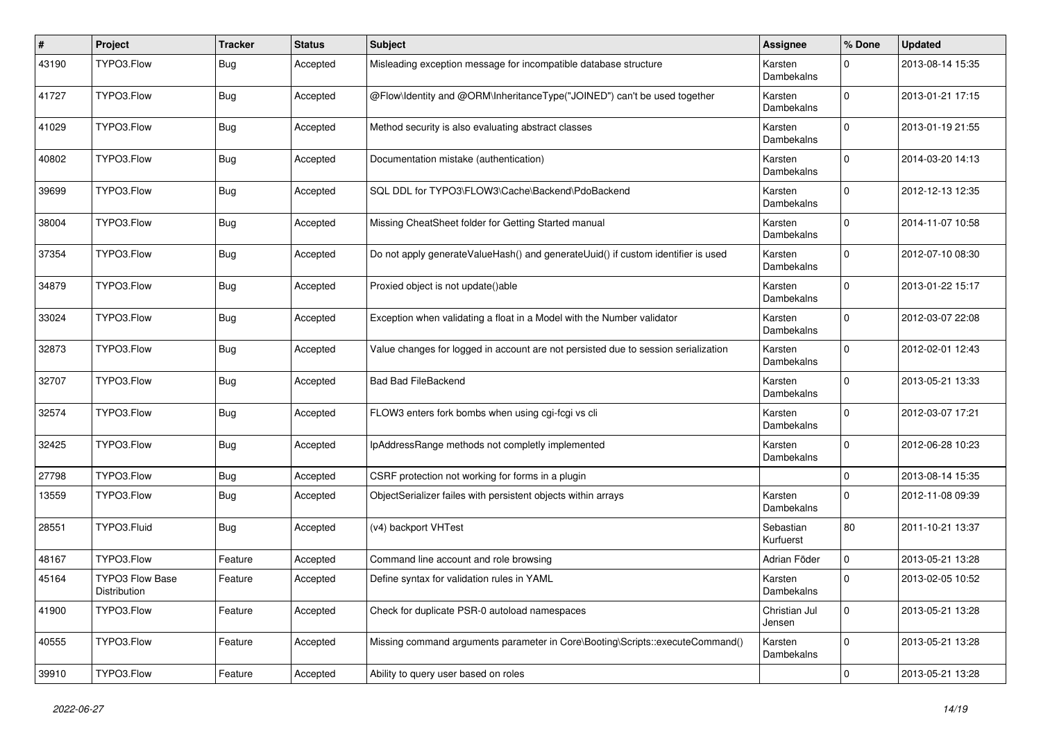| # | Project | Tracker | Status | Subject | Assignee | % Done | Updated |
|---|---|---|---|---|---|---|---|
| 43190 | TYPO3.Flow | Bug | Accepted | Misleading exception message for incompatible database structure | Karsten Dambekalns | 0 | 2013-08-14 15:35 |
| 41727 | TYPO3.Flow | Bug | Accepted | @Flow\Identity and @ORM\InheritanceType("JOINED") can't be used together | Karsten Dambekalns | 0 | 2013-01-21 17:15 |
| 41029 | TYPO3.Flow | Bug | Accepted | Method security is also evaluating abstract classes | Karsten Dambekalns | 0 | 2013-01-19 21:55 |
| 40802 | TYPO3.Flow | Bug | Accepted | Documentation mistake (authentication) | Karsten Dambekalns | 0 | 2014-03-20 14:13 |
| 39699 | TYPO3.Flow | Bug | Accepted | SQL DDL for TYPO3\FLOW3\Cache\Backend\PdoBackend | Karsten Dambekalns | 0 | 2012-12-13 12:35 |
| 38004 | TYPO3.Flow | Bug | Accepted | Missing CheatSheet folder for Getting Started manual | Karsten Dambekalns | 0 | 2014-11-07 10:58 |
| 37354 | TYPO3.Flow | Bug | Accepted | Do not apply generateValueHash() and generateUuid() if custom identifier is used | Karsten Dambekalns | 0 | 2012-07-10 08:30 |
| 34879 | TYPO3.Flow | Bug | Accepted | Proxied object is not update()able | Karsten Dambekalns | 0 | 2013-01-22 15:17 |
| 33024 | TYPO3.Flow | Bug | Accepted | Exception when validating a float in a Model with the Number validator | Karsten Dambekalns | 0 | 2012-03-07 22:08 |
| 32873 | TYPO3.Flow | Bug | Accepted | Value changes for logged in account are not persisted due to session serialization | Karsten Dambekalns | 0 | 2012-02-01 12:43 |
| 32707 | TYPO3.Flow | Bug | Accepted | Bad Bad FileBackend | Karsten Dambekalns | 0 | 2013-05-21 13:33 |
| 32574 | TYPO3.Flow | Bug | Accepted | FLOW3 enters fork bombs when using cgi-fcgi vs cli | Karsten Dambekalns | 0 | 2012-03-07 17:21 |
| 32425 | TYPO3.Flow | Bug | Accepted | IpAddressRange methods not completly implemented | Karsten Dambekalns | 0 | 2012-06-28 10:23 |
| 27798 | TYPO3.Flow | Bug | Accepted | CSRF protection not working for forms in a plugin | | 0 | 2013-08-14 15:35 |
| 13559 | TYPO3.Flow | Bug | Accepted | ObjectSerializer failes with persistent objects within arrays | Karsten Dambekalns | 0 | 2012-11-08 09:39 |
| 28551 | TYPO3.Fluid | Bug | Accepted | (v4) backport VHTest | Sebastian Kurfuerst | 80 | 2011-10-21 13:37 |
| 48167 | TYPO3.Flow | Feature | Accepted | Command line account and role browsing | Adrian Föder | 0 | 2013-05-21 13:28 |
| 45164 | TYPO3 Flow Base Distribution | Feature | Accepted | Define syntax for validation rules in YAML | Karsten Dambekalns | 0 | 2013-02-05 10:52 |
| 41900 | TYPO3.Flow | Feature | Accepted | Check for duplicate PSR-0 autoload namespaces | Christian Jul Jensen | 0 | 2013-05-21 13:28 |
| 40555 | TYPO3.Flow | Feature | Accepted | Missing command arguments parameter in Core\Booting\Scripts::executeCommand() | Karsten Dambekalns | 0 | 2013-05-21 13:28 |
| 39910 | TYPO3.Flow | Feature | Accepted | Ability to query user based on roles | | 0 | 2013-05-21 13:28 |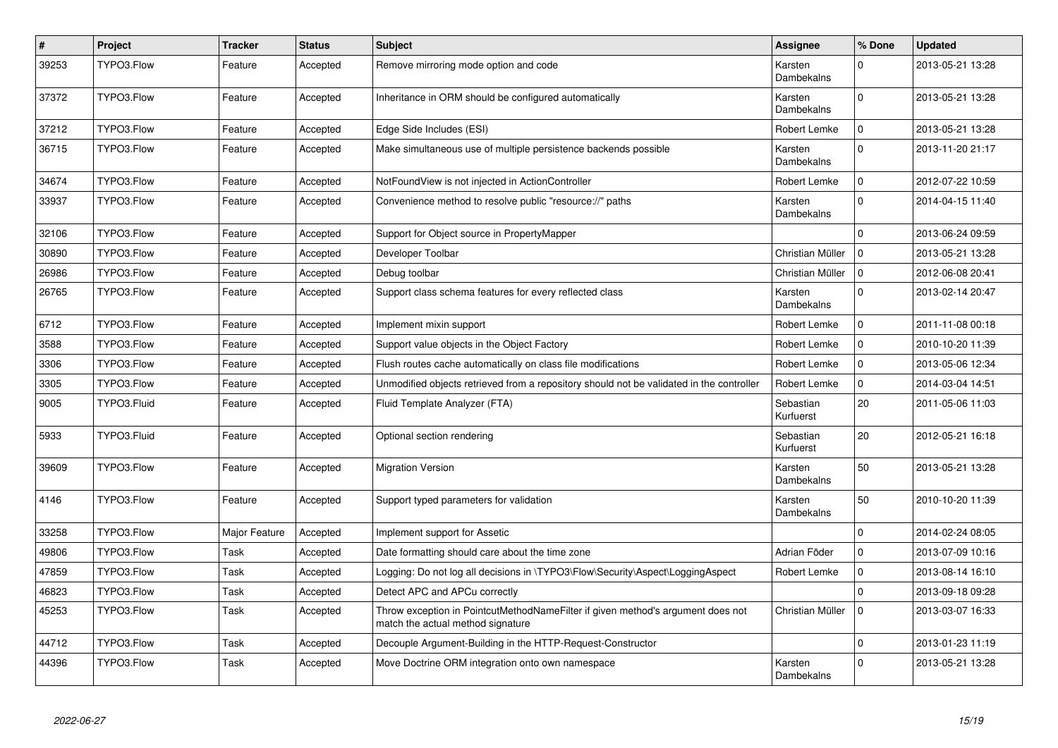| # | Project | Tracker | Status | Subject | Assignee | % Done | Updated |
|---|---|---|---|---|---|---|---|
| 39253 | TYPO3.Flow | Feature | Accepted | Remove mirroring mode option and code | Karsten Dambekalns | 0 | 2013-05-21 13:28 |
| 37372 | TYPO3.Flow | Feature | Accepted | Inheritance in ORM should be configured automatically | Karsten Dambekalns | 0 | 2013-05-21 13:28 |
| 37212 | TYPO3.Flow | Feature | Accepted | Edge Side Includes (ESI) | Robert Lemke | 0 | 2013-05-21 13:28 |
| 36715 | TYPO3.Flow | Feature | Accepted | Make simultaneous use of multiple persistence backends possible | Karsten Dambekalns | 0 | 2013-11-20 21:17 |
| 34674 | TYPO3.Flow | Feature | Accepted | NotFoundView is not injected in ActionController | Robert Lemke | 0 | 2012-07-22 10:59 |
| 33937 | TYPO3.Flow | Feature | Accepted | Convenience method to resolve public "resource://" paths | Karsten Dambekalns | 0 | 2014-04-15 11:40 |
| 32106 | TYPO3.Flow | Feature | Accepted | Support for Object source in PropertyMapper | | 0 | 2013-06-24 09:59 |
| 30890 | TYPO3.Flow | Feature | Accepted | Developer Toolbar | Christian Müller | 0 | 2013-05-21 13:28 |
| 26986 | TYPO3.Flow | Feature | Accepted | Debug toolbar | Christian Müller | 0 | 2012-06-08 20:41 |
| 26765 | TYPO3.Flow | Feature | Accepted | Support class schema features for every reflected class | Karsten Dambekalns | 0 | 2013-02-14 20:47 |
| 6712 | TYPO3.Flow | Feature | Accepted | Implement mixin support | Robert Lemke | 0 | 2011-11-08 00:18 |
| 3588 | TYPO3.Flow | Feature | Accepted | Support value objects in the Object Factory | Robert Lemke | 0 | 2010-10-20 11:39 |
| 3306 | TYPO3.Flow | Feature | Accepted | Flush routes cache automatically on class file modifications | Robert Lemke | 0 | 2013-05-06 12:34 |
| 3305 | TYPO3.Flow | Feature | Accepted | Unmodified objects retrieved from a repository should not be validated in the controller | Robert Lemke | 0 | 2014-03-04 14:51 |
| 9005 | TYPO3.Fluid | Feature | Accepted | Fluid Template Analyzer (FTA) | Sebastian Kurfuerst | 20 | 2011-05-06 11:03 |
| 5933 | TYPO3.Fluid | Feature | Accepted | Optional section rendering | Sebastian Kurfuerst | 20 | 2012-05-21 16:18 |
| 39609 | TYPO3.Flow | Feature | Accepted | Migration Version | Karsten Dambekalns | 50 | 2013-05-21 13:28 |
| 4146 | TYPO3.Flow | Feature | Accepted | Support typed parameters for validation | Karsten Dambekalns | 50 | 2010-10-20 11:39 |
| 33258 | TYPO3.Flow | Major Feature | Accepted | Implement support for Assetic | | 0 | 2014-02-24 08:05 |
| 49806 | TYPO3.Flow | Task | Accepted | Date formatting should care about the time zone | Adrian Föder | 0 | 2013-07-09 10:16 |
| 47859 | TYPO3.Flow | Task | Accepted | Logging: Do not log all decisions in \TYPO3\Flow\Security\Aspect\LoggingAspect | Robert Lemke | 0 | 2013-08-14 16:10 |
| 46823 | TYPO3.Flow | Task | Accepted | Detect APC and APCu correctly | | 0 | 2013-09-18 09:28 |
| 45253 | TYPO3.Flow | Task | Accepted | Throw exception in PointcutMethodNameFilter if given method's argument does not match the actual method signature | Christian Müller | 0 | 2013-03-07 16:33 |
| 44712 | TYPO3.Flow | Task | Accepted | Decouple Argument-Building in the HTTP-Request-Constructor | | 0 | 2013-01-23 11:19 |
| 44396 | TYPO3.Flow | Task | Accepted | Move Doctrine ORM integration onto own namespace | Karsten Dambekalns | 0 | 2013-05-21 13:28 |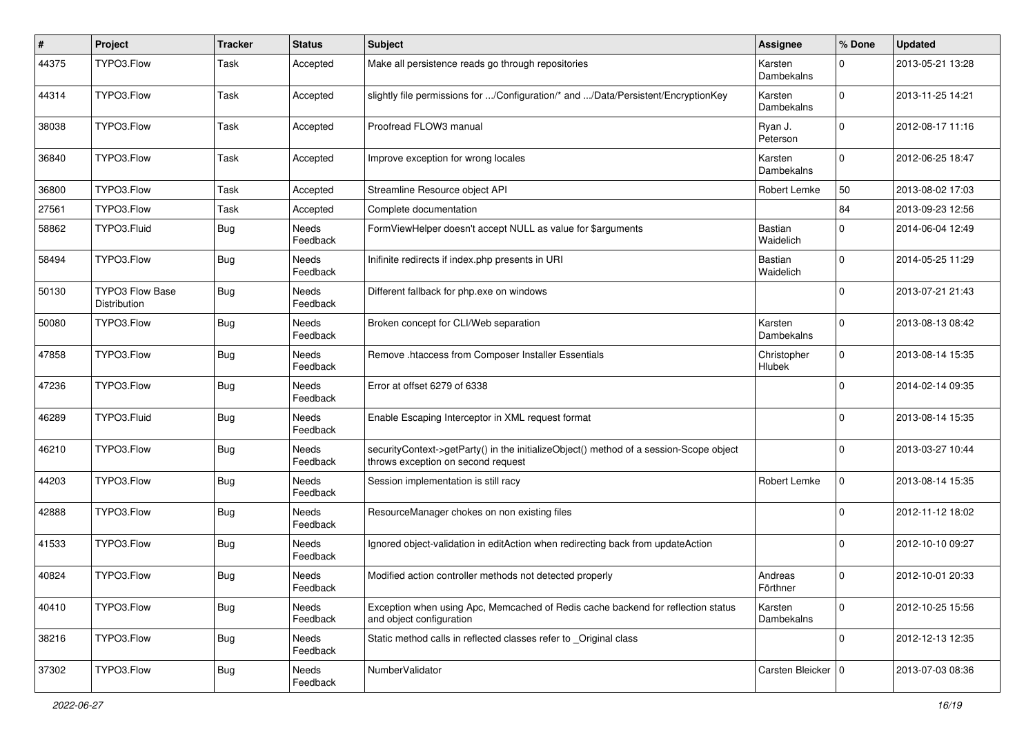| # | Project | Tracker | Status | Subject | Assignee | % Done | Updated |
|---|---|---|---|---|---|---|---|
| 44375 | TYPO3.Flow | Task | Accepted | Make all persistence reads go through repositories | Karsten Dambekalns | 0 | 2013-05-21 13:28 |
| 44314 | TYPO3.Flow | Task | Accepted | slightly file permissions for .../Configuration/* and .../Data/Persistent/EncryptionKey | Karsten Dambekalns | 0 | 2013-11-25 14:21 |
| 38038 | TYPO3.Flow | Task | Accepted | Proofread FLOW3 manual | Ryan J. Peterson | 0 | 2012-08-17 11:16 |
| 36840 | TYPO3.Flow | Task | Accepted | Improve exception for wrong locales | Karsten Dambekalns | 0 | 2012-06-25 18:47 |
| 36800 | TYPO3.Flow | Task | Accepted | Streamline Resource object API | Robert Lemke | 50 | 2013-08-02 17:03 |
| 27561 | TYPO3.Flow | Task | Accepted | Complete documentation | | 84 | 2013-09-23 12:56 |
| 58862 | TYPO3.Fluid | Bug | Needs Feedback | FormViewHelper doesn't accept NULL as value for $arguments | Bastian Waidelich | 0 | 2014-06-04 12:49 |
| 58494 | TYPO3.Flow | Bug | Needs Feedback | Inifinite redirects if index.php presents in URI | Bastian Waidelich | 0 | 2014-05-25 11:29 |
| 50130 | TYPO3 Flow Base Distribution | Bug | Needs Feedback | Different fallback for php.exe on windows | | 0 | 2013-07-21 21:43 |
| 50080 | TYPO3.Flow | Bug | Needs Feedback | Broken concept for CLI/Web separation | Karsten Dambekalns | 0 | 2013-08-13 08:42 |
| 47858 | TYPO3.Flow | Bug | Needs Feedback | Remove .htaccess from Composer Installer Essentials | Christopher Hlubek | 0 | 2013-08-14 15:35 |
| 47236 | TYPO3.Flow | Bug | Needs Feedback | Error at offset 6279 of 6338 | | 0 | 2014-02-14 09:35 |
| 46289 | TYPO3.Fluid | Bug | Needs Feedback | Enable Escaping Interceptor in XML request format | | 0 | 2013-08-14 15:35 |
| 46210 | TYPO3.Flow | Bug | Needs Feedback | securityContext->getParty() in the initializeObject() method of a session-Scope object throws exception on second request | | 0 | 2013-03-27 10:44 |
| 44203 | TYPO3.Flow | Bug | Needs Feedback | Session implementation is still racy | Robert Lemke | 0 | 2013-08-14 15:35 |
| 42888 | TYPO3.Flow | Bug | Needs Feedback | ResourceManager chokes on non existing files | | 0 | 2012-11-12 18:02 |
| 41533 | TYPO3.Flow | Bug | Needs Feedback | Ignored object-validation in editAction when redirecting back from updateAction | | 0 | 2012-10-10 09:27 |
| 40824 | TYPO3.Flow | Bug | Needs Feedback | Modified action controller methods not detected properly | Andreas Förthner | 0 | 2012-10-01 20:33 |
| 40410 | TYPO3.Flow | Bug | Needs Feedback | Exception when using Apc, Memcached of Redis cache backend for reflection status and object configuration | Karsten Dambekalns | 0 | 2012-10-25 15:56 |
| 38216 | TYPO3.Flow | Bug | Needs Feedback | Static method calls in reflected classes refer to _Original class | | 0 | 2012-12-13 12:35 |
| 37302 | TYPO3.Flow | Bug | Needs Feedback | NumberValidator | Carsten Bleicker | 0 | 2013-07-03 08:36 |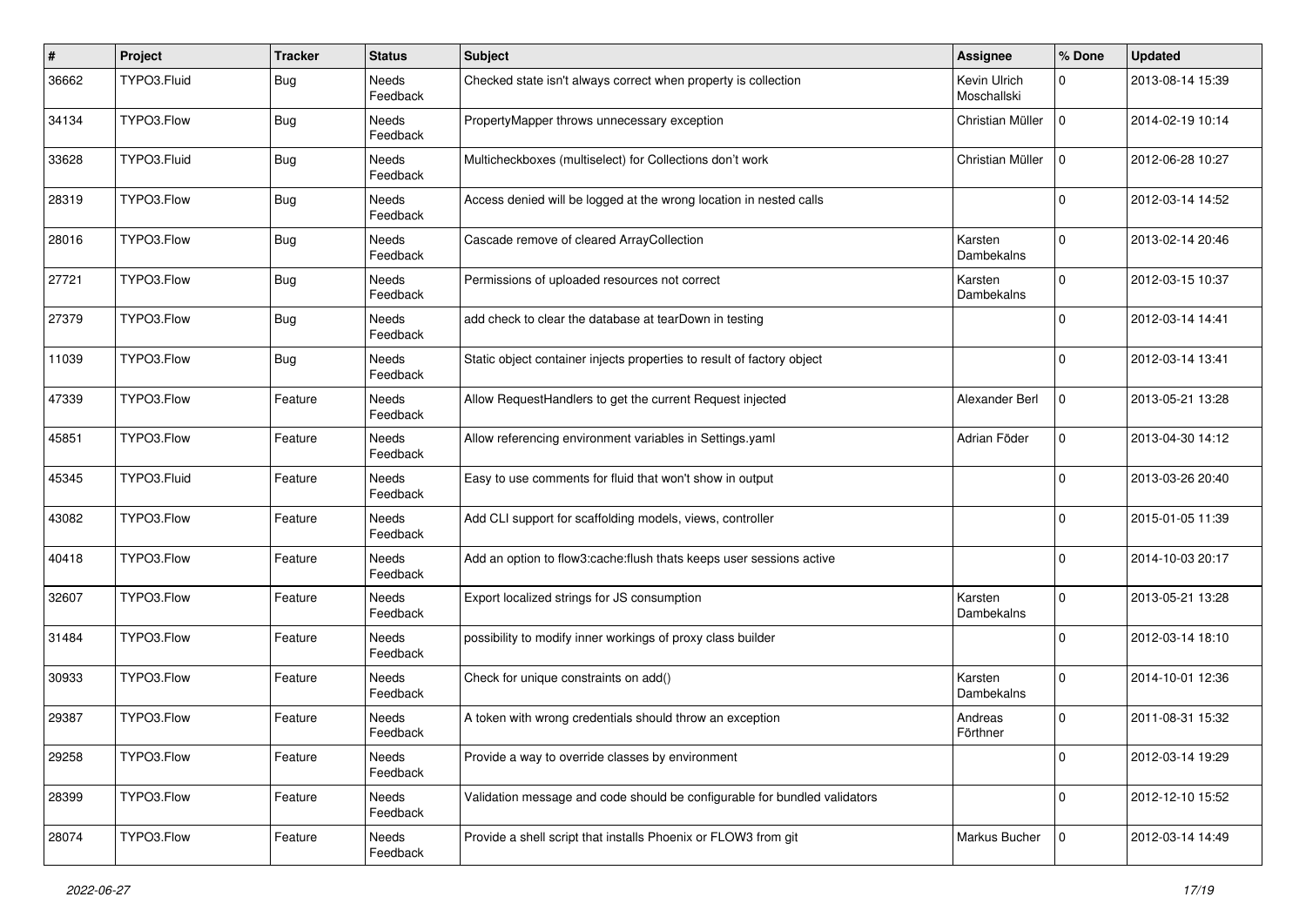| # | Project | Tracker | Status | Subject | Assignee | % Done | Updated |
|---|---|---|---|---|---|---|---|
| 36662 | TYPO3.Fluid | Bug | Needs Feedback | Checked state isn't always correct when property is collection | Kevin Ulrich Moschallski | 0 | 2013-08-14 15:39 |
| 34134 | TYPO3.Flow | Bug | Needs Feedback | PropertyMapper throws unnecessary exception | Christian Müller | 0 | 2014-02-19 10:14 |
| 33628 | TYPO3.Fluid | Bug | Needs Feedback | Multicheckboxes (multiselect) for Collections don't work | Christian Müller | 0 | 2012-06-28 10:27 |
| 28319 | TYPO3.Flow | Bug | Needs Feedback | Access denied will be logged at the wrong location in nested calls | | 0 | 2012-03-14 14:52 |
| 28016 | TYPO3.Flow | Bug | Needs Feedback | Cascade remove of cleared ArrayCollection | Karsten Dambekalns | 0 | 2013-02-14 20:46 |
| 27721 | TYPO3.Flow | Bug | Needs Feedback | Permissions of uploaded resources not correct | Karsten Dambekalns | 0 | 2012-03-15 10:37 |
| 27379 | TYPO3.Flow | Bug | Needs Feedback | add check to clear the database at tearDown in testing | | 0 | 2012-03-14 14:41 |
| 11039 | TYPO3.Flow | Bug | Needs Feedback | Static object container injects properties to result of factory object | | 0 | 2012-03-14 13:41 |
| 47339 | TYPO3.Flow | Feature | Needs Feedback | Allow RequestHandlers to get the current Request injected | Alexander Berl | 0 | 2013-05-21 13:28 |
| 45851 | TYPO3.Flow | Feature | Needs Feedback | Allow referencing environment variables in Settings.yaml | Adrian Föder | 0 | 2013-04-30 14:12 |
| 45345 | TYPO3.Fluid | Feature | Needs Feedback | Easy to use comments for fluid that won't show in output | | 0 | 2013-03-26 20:40 |
| 43082 | TYPO3.Flow | Feature | Needs Feedback | Add CLI support for scaffolding models, views, controller | | 0 | 2015-01-05 11:39 |
| 40418 | TYPO3.Flow | Feature | Needs Feedback | Add an option to flow3:cache:flush thats keeps user sessions active | | 0 | 2014-10-03 20:17 |
| 32607 | TYPO3.Flow | Feature | Needs Feedback | Export localized strings for JS consumption | Karsten Dambekalns | 0 | 2013-05-21 13:28 |
| 31484 | TYPO3.Flow | Feature | Needs Feedback | possibility to modify inner workings of proxy class builder | | 0 | 2012-03-14 18:10 |
| 30933 | TYPO3.Flow | Feature | Needs Feedback | Check for unique constraints on add() | Karsten Dambekalns | 0 | 2014-10-01 12:36 |
| 29387 | TYPO3.Flow | Feature | Needs Feedback | A token with wrong credentials should throw an exception | Andreas Förthner | 0 | 2011-08-31 15:32 |
| 29258 | TYPO3.Flow | Feature | Needs Feedback | Provide a way to override classes by environment | | 0 | 2012-03-14 19:29 |
| 28399 | TYPO3.Flow | Feature | Needs Feedback | Validation message and code should be configurable for bundled validators | | 0 | 2012-12-10 15:52 |
| 28074 | TYPO3.Flow | Feature | Needs Feedback | Provide a shell script that installs Phoenix or FLOW3 from git | Markus Bucher | 0 | 2012-03-14 14:49 |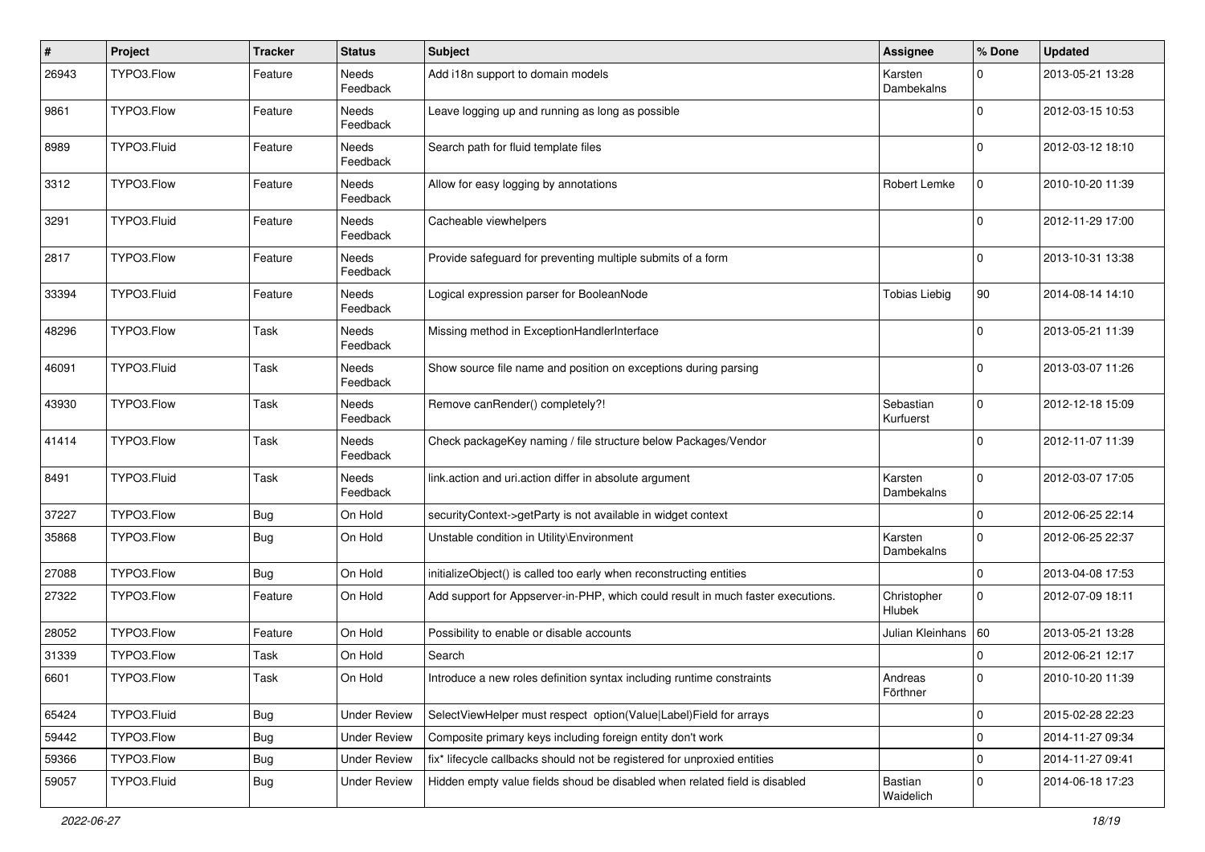| # | Project | Tracker | Status | Subject | Assignee | % Done | Updated |
|---|---|---|---|---|---|---|---|
| 26943 | TYPO3.Flow | Feature | Needs Feedback | Add i18n support to domain models | Karsten Dambekalns | 0 | 2013-05-21 13:28 |
| 9861 | TYPO3.Flow | Feature | Needs Feedback | Leave logging up and running as long as possible | | 0 | 2012-03-15 10:53 |
| 8989 | TYPO3.Fluid | Feature | Needs Feedback | Search path for fluid template files | | 0 | 2012-03-12 18:10 |
| 3312 | TYPO3.Flow | Feature | Needs Feedback | Allow for easy logging by annotations | Robert Lemke | 0 | 2010-10-20 11:39 |
| 3291 | TYPO3.Fluid | Feature | Needs Feedback | Cacheable viewhelpers | | 0 | 2012-11-29 17:00 |
| 2817 | TYPO3.Flow | Feature | Needs Feedback | Provide safeguard for preventing multiple submits of a form | | 0 | 2013-10-31 13:38 |
| 33394 | TYPO3.Fluid | Feature | Needs Feedback | Logical expression parser for BooleanNode | Tobias Liebig | 90 | 2014-08-14 14:10 |
| 48296 | TYPO3.Flow | Task | Needs Feedback | Missing method in ExceptionHandlerInterface | | 0 | 2013-05-21 11:39 |
| 46091 | TYPO3.Fluid | Task | Needs Feedback | Show source file name and position on exceptions during parsing | | 0 | 2013-03-07 11:26 |
| 43930 | TYPO3.Flow | Task | Needs Feedback | Remove canRender() completely?! | Sebastian Kurfuerst | 0 | 2012-12-18 15:09 |
| 41414 | TYPO3.Flow | Task | Needs Feedback | Check packageKey naming / file structure below Packages/Vendor | | 0 | 2012-11-07 11:39 |
| 8491 | TYPO3.Fluid | Task | Needs Feedback | link.action and uri.action differ in absolute argument | Karsten Dambekalns | 0 | 2012-03-07 17:05 |
| 37227 | TYPO3.Flow | Bug | On Hold | securityContext->getParty is not available in widget context | | 0 | 2012-06-25 22:14 |
| 35868 | TYPO3.Flow | Bug | On Hold | Unstable condition in Utility\Environment | Karsten Dambekalns | 0 | 2012-06-25 22:37 |
| 27088 | TYPO3.Flow | Bug | On Hold | initializeObject() is called too early when reconstructing entities | | 0 | 2013-04-08 17:53 |
| 27322 | TYPO3.Flow | Feature | On Hold | Add support for Appserver-in-PHP, which could result in much faster executions. | Christopher Hlubek | 0 | 2012-07-09 18:11 |
| 28052 | TYPO3.Flow | Feature | On Hold | Possibility to enable or disable accounts | Julian Kleinhans | 60 | 2013-05-21 13:28 |
| 31339 | TYPO3.Flow | Task | On Hold | Search | | 0 | 2012-06-21 12:17 |
| 6601 | TYPO3.Flow | Task | On Hold | Introduce a new roles definition syntax including runtime constraints | Andreas Förthner | 0 | 2010-10-20 11:39 |
| 65424 | TYPO3.Fluid | Bug | Under Review | SelectViewHelper must respect option(Value\|Label)Field for arrays | | 0 | 2015-02-28 22:23 |
| 59442 | TYPO3.Flow | Bug | Under Review | Composite primary keys including foreign entity don't work | | 0 | 2014-11-27 09:34 |
| 59366 | TYPO3.Flow | Bug | Under Review | fix* lifecycle callbacks should not be registered for unproxied entities | | 0 | 2014-11-27 09:41 |
| 59057 | TYPO3.Fluid | Bug | Under Review | Hidden empty value fields shoud be disabled when related field is disabled | Bastian Waidelich | 0 | 2014-06-18 17:23 |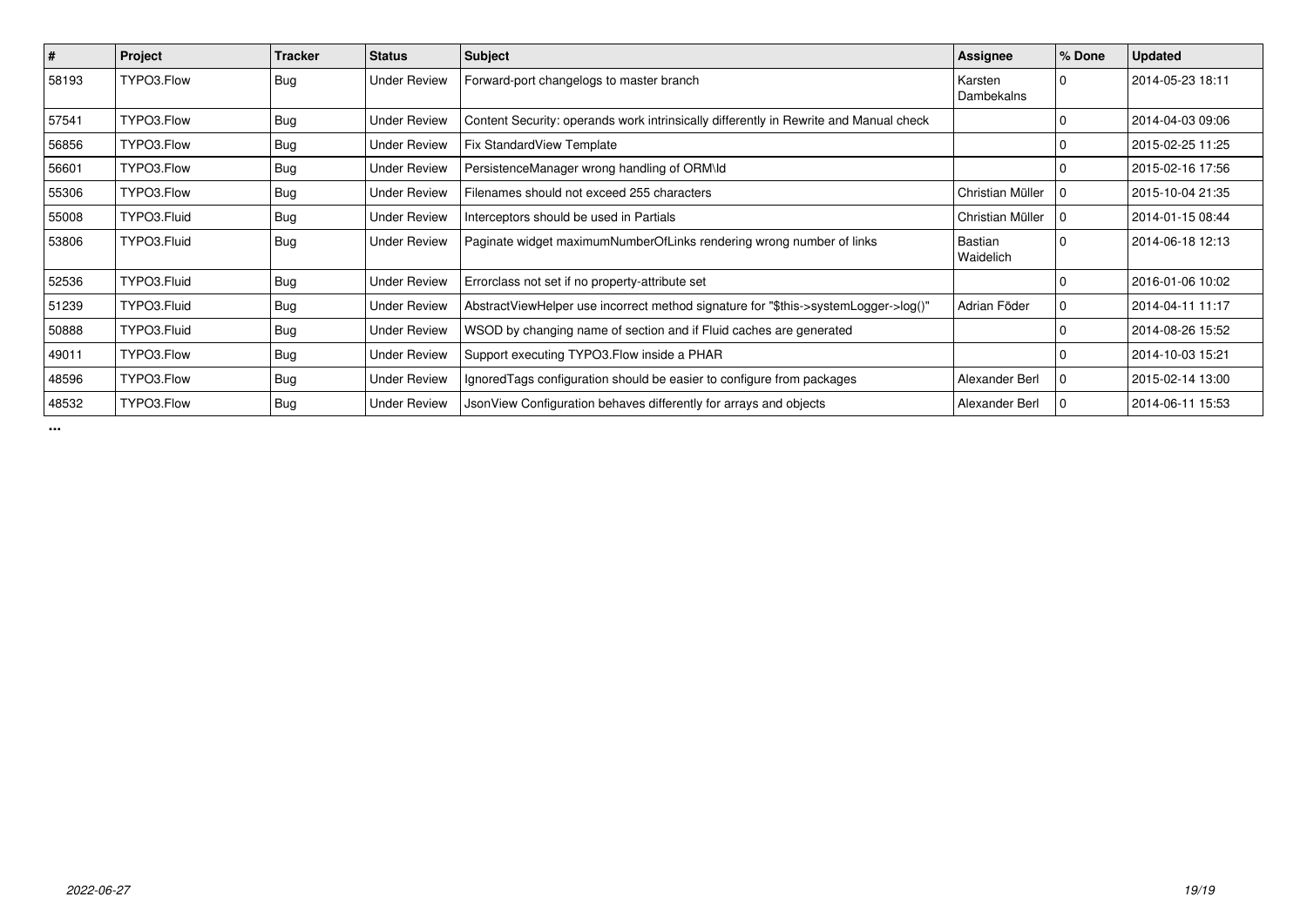| # | Project | Tracker | Status | Subject | Assignee | % Done | Updated |
|---|---|---|---|---|---|---|---|
| 58193 | TYPO3.Flow | Bug | Under Review | Forward-port changelogs to master branch | Karsten Dambekalns | 0 | 2014-05-23 18:11 |
| 57541 | TYPO3.Flow | Bug | Under Review | Content Security: operands work intrinsically differently in Rewrite and Manual check | | 0 | 2014-04-03 09:06 |
| 56856 | TYPO3.Flow | Bug | Under Review | Fix StandardView Template | | 0 | 2015-02-25 11:25 |
| 56601 | TYPO3.Flow | Bug | Under Review | PersistenceManager wrong handling of ORM\Id | | 0 | 2015-02-16 17:56 |
| 55306 | TYPO3.Flow | Bug | Under Review | Filenames should not exceed 255 characters | Christian Müller | 0 | 2015-10-04 21:35 |
| 55008 | TYPO3.Fluid | Bug | Under Review | Interceptors should be used in Partials | Christian Müller | 0 | 2014-01-15 08:44 |
| 53806 | TYPO3.Fluid | Bug | Under Review | Paginate widget maximumNumberOfLinks rendering wrong number of links | Bastian Waidelich | 0 | 2014-06-18 12:13 |
| 52536 | TYPO3.Fluid | Bug | Under Review | Errorclass not set if no property-attribute set | | 0 | 2016-01-06 10:02 |
| 51239 | TYPO3.Fluid | Bug | Under Review | AbstractViewHelper use incorrect method signature for "$this->systemLogger->log()" | Adrian Föder | 0 | 2014-04-11 11:17 |
| 50888 | TYPO3.Fluid | Bug | Under Review | WSOD by changing name of section and if Fluid caches are generated | | 0 | 2014-08-26 15:52 |
| 49011 | TYPO3.Flow | Bug | Under Review | Support executing TYPO3.Flow inside a PHAR | | 0 | 2014-10-03 15:21 |
| 48596 | TYPO3.Flow | Bug | Under Review | IgnoredTags configuration should be easier to configure from packages | Alexander Berl | 0 | 2015-02-14 13:00 |
| 48532 | TYPO3.Flow | Bug | Under Review | JsonView Configuration behaves differently for arrays and objects | Alexander Berl | 0 | 2014-06-11 15:53 |

...